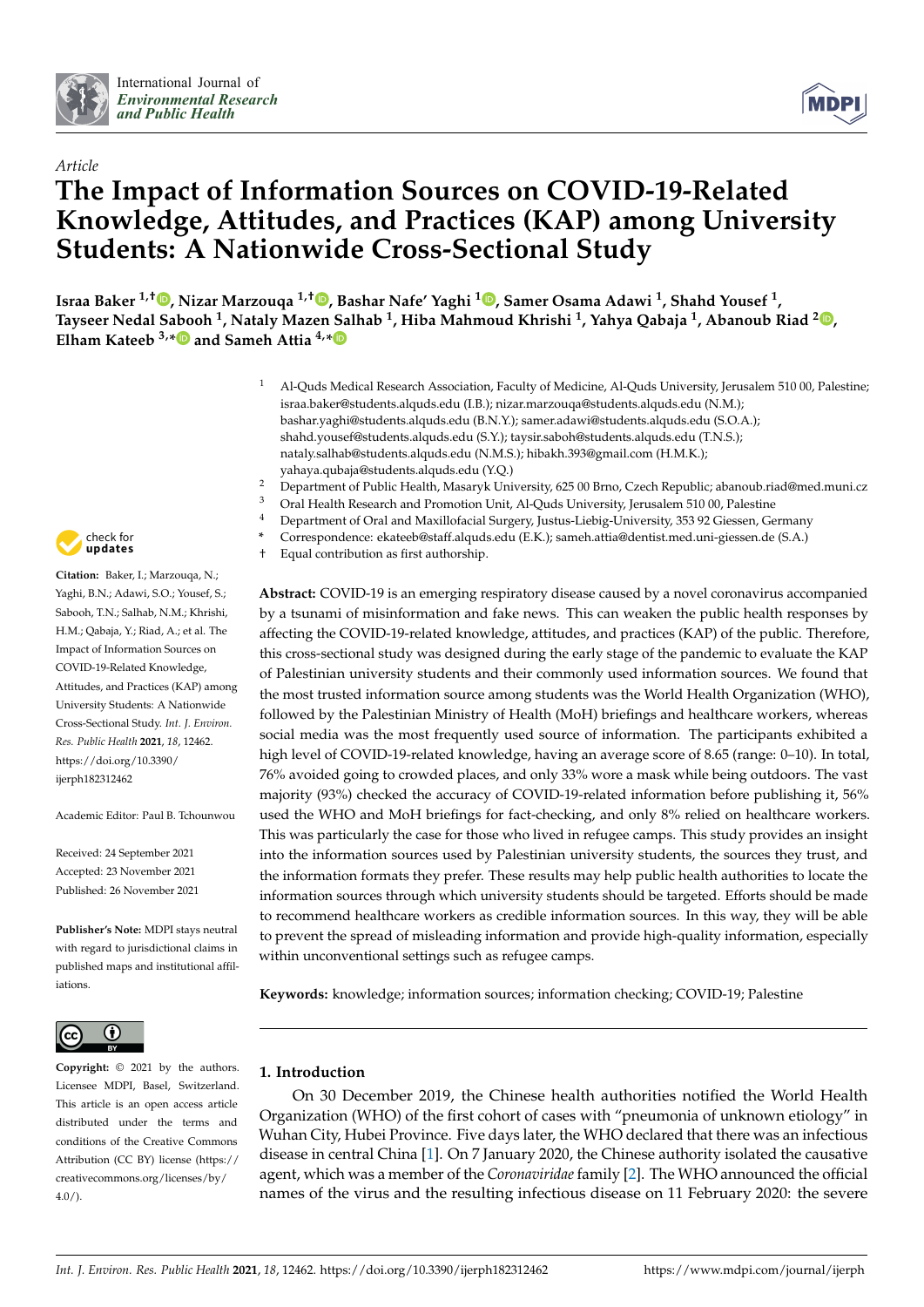Article

# The Impact of Information Sources on COVID-19-Related Knowledge, Attitudes, and Practices (KAP) among University Students: A Nationwide Cross-Sectional Study

**Israa Baker [1,†], Nizar Marzouqa [1,†], Bashar Nafe' Yaghi [1], Samer Osama Adawi [1], Shahd Yousef [1], Tayseer Nedal Sabooh [1], Nataly Mazen Salhab [1], Hiba Mahmoud Khrishi [1], Yahya Qabaja [1], Abanoub Riad [2], Elham Kateeb [3,*] and Sameh Attia [4,*]**

[1] Al-Quds Medical Research Association, Faculty of Medicine, Al-Quds University, Jerusalem 510 00, Palestine; israa.baker@students.alquds.edu (I.B.); nizar.marzouqa@students.alquds.edu (N.M.); bashar.yaghi@students.alquds.edu (B.N.Y.); samer.adawi@students.alquds.edu (S.O.A.); shahd.yousef@students.alquds.edu (S.Y.); taysir.saboh@students.alquds.edu (T.N.S.); nataly.salhab@students.alquds.edu (N.M.S.); hibakh.393@gmail.com (H.M.K.); yahaya.qubaja@students.alquds.edu (Y.Q.)

[2] Department of Public Health, Masaryk University, 625 00 Brno, Czech Republic; abanoub.riad@med.muni.cz

[3] Oral Health Research and Promotion Unit, Al-Quds University, Jerusalem 510 00, Palestine

[4] Department of Oral and Maxillofacial Surgery, Justus-Liebig-University, 353 92 Giessen, Germany

\* Correspondence: ekateeb@staff.alquds.edu (E.K.); sameh.attia@dentist.med.uni-giessen.de (S.A.)

† Equal contribution as first authorship.

**Citation:** Baker, I.; Marzouqa, N.; Yaghi, B.N.; Adawi, S.O.; Yousef, S.; Sabooh, T.N.; Salhab, N.M.; Khrishi, H.M.; Qabaja, Y.; Riad, A.; et al. The Impact of Information Sources on COVID-19-Related Knowledge, Attitudes, and Practices (KAP) among University Students: A Nationwide Cross-Sectional Study. *Int. J. Environ. Res. Public Health* **2021**, *18*, 12462. https://doi.org/10.3390/ijerph182312462

Academic Editor: Paul B. Tchounwou

Received: 24 September 2021
Accepted: 23 November 2021
Published: 26 November 2021

**Publisher's Note:** MDPI stays neutral with regard to jurisdictional claims in published maps and institutional affiliations.

**Copyright:** © 2021 by the authors. Licensee MDPI, Basel, Switzerland. This article is an open access article distributed under the terms and conditions of the Creative Commons Attribution (CC BY) license (https://creativecommons.org/licenses/by/4.0/).

**Abstract:** COVID-19 is an emerging respiratory disease caused by a novel coronavirus accompanied by a tsunami of misinformation and fake news. This can weaken the public health responses by affecting the COVID-19-related knowledge, attitudes, and practices (KAP) of the public. Therefore, this cross-sectional study was designed during the early stage of the pandemic to evaluate the KAP of Palestinian university students and their commonly used information sources. We found that the most trusted information source among students was the World Health Organization (WHO), followed by the Palestinian Ministry of Health (MoH) briefings and healthcare workers, whereas social media was the most frequently used source of information. The participants exhibited a high level of COVID-19-related knowledge, having an average score of 8.65 (range: 0–10). In total, 76% avoided going to crowded places, and only 33% wore a mask while being outdoors. The vast majority (93%) checked the accuracy of COVID-19-related information before publishing it, 56% used the WHO and MoH briefings for fact-checking, and only 8% relied on healthcare workers. This was particularly the case for those who lived in refugee camps. This study provides an insight into the information sources used by Palestinian university students, the sources they trust, and the information formats they prefer. These results may help public health authorities to locate the information sources through which university students should be targeted. Efforts should be made to recommend healthcare workers as credible information sources. In this way, they will be able to prevent the spread of misleading information and provide high-quality information, especially within unconventional settings such as refugee camps.

**Keywords:** knowledge; information sources; information checking; COVID-19; Palestine

## 1. Introduction

On 30 December 2019, the Chinese health authorities notified the World Health Organization (WHO) of the first cohort of cases with "pneumonia of unknown etiology" in Wuhan City, Hubei Province. Five days later, the WHO declared that there was an infectious disease in central China [1]. On 7 January 2020, the Chinese authority isolated the causative agent, which was a member of the *Coronaviridae* family [2]. The WHO announced the official names of the virus and the resulting infectious disease on 11 February 2020: the severe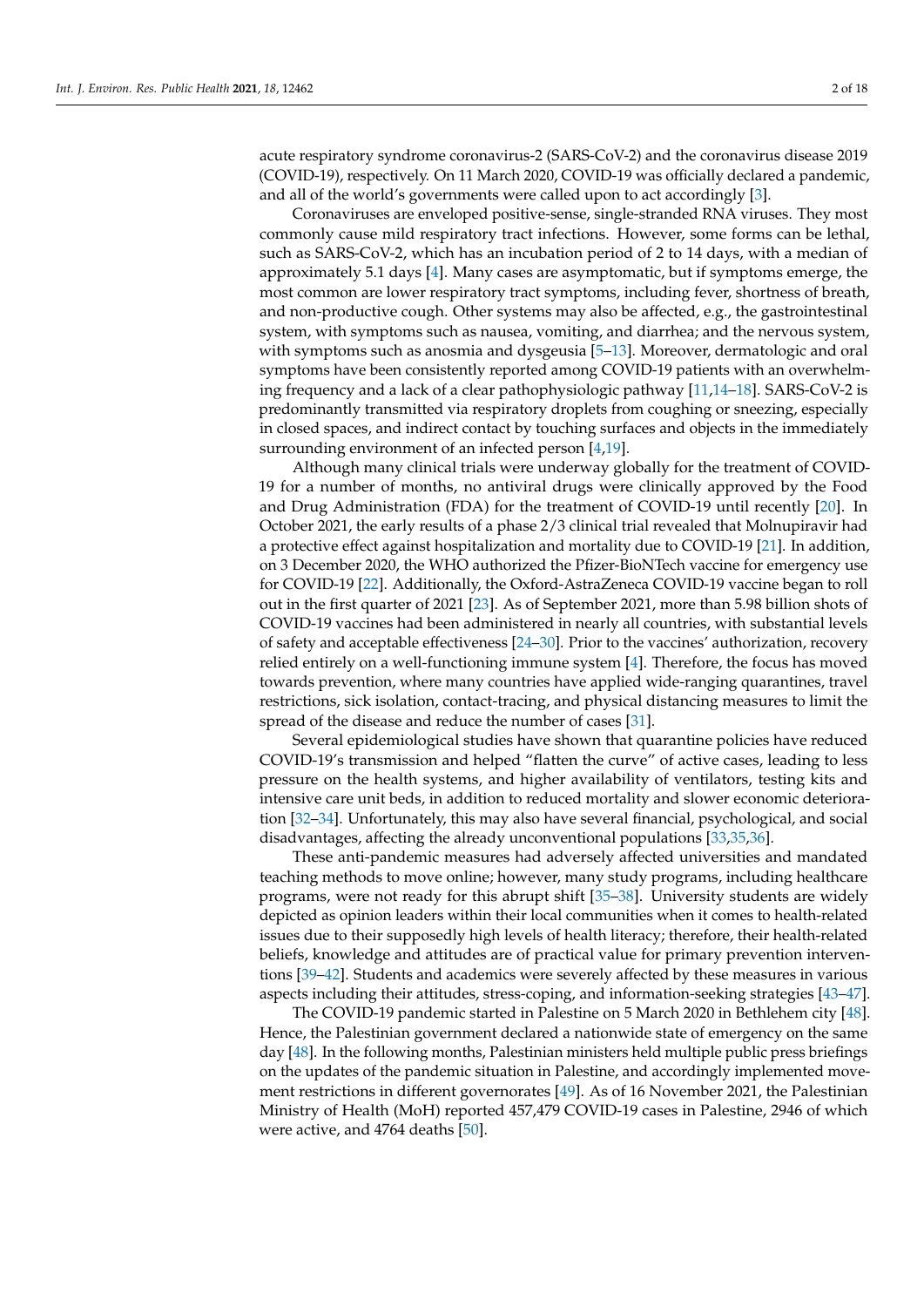acute respiratory syndrome coronavirus-2 (SARS-CoV-2) and the coronavirus disease 2019 (COVID-19), respectively. On 11 March 2020, COVID-19 was officially declared a pandemic, and all of the world's governments were called upon to act accordingly [3].

Coronaviruses are enveloped positive-sense, single-stranded RNA viruses. They most commonly cause mild respiratory tract infections. However, some forms can be lethal, such as SARS-CoV-2, which has an incubation period of 2 to 14 days, with a median of approximately 5.1 days [4]. Many cases are asymptomatic, but if symptoms emerge, the most common are lower respiratory tract symptoms, including fever, shortness of breath, and non-productive cough. Other systems may also be affected, e.g., the gastrointestinal system, with symptoms such as nausea, vomiting, and diarrhea; and the nervous system, with symptoms such as anosmia and dysgeusia [5–13]. Moreover, dermatologic and oral symptoms have been consistently reported among COVID-19 patients with an overwhelming frequency and a lack of a clear pathophysiologic pathway [11,14–18]. SARS-CoV-2 is predominantly transmitted via respiratory droplets from coughing or sneezing, especially in closed spaces, and indirect contact by touching surfaces and objects in the immediately surrounding environment of an infected person [4,19].

Although many clinical trials were underway globally for the treatment of COVID-19 for a number of months, no antiviral drugs were clinically approved by the Food and Drug Administration (FDA) for the treatment of COVID-19 until recently [20]. In October 2021, the early results of a phase 2/3 clinical trial revealed that Molnupiravir had a protective effect against hospitalization and mortality due to COVID-19 [21]. In addition, on 3 December 2020, the WHO authorized the Pfizer-BioNTech vaccine for emergency use for COVID-19 [22]. Additionally, the Oxford-AstraZeneca COVID-19 vaccine began to roll out in the first quarter of 2021 [23]. As of September 2021, more than 5.98 billion shots of COVID-19 vaccines had been administered in nearly all countries, with substantial levels of safety and acceptable effectiveness [24–30]. Prior to the vaccines' authorization, recovery relied entirely on a well-functioning immune system [4]. Therefore, the focus has moved towards prevention, where many countries have applied wide-ranging quarantines, travel restrictions, sick isolation, contact-tracing, and physical distancing measures to limit the spread of the disease and reduce the number of cases [31].

Several epidemiological studies have shown that quarantine policies have reduced COVID-19's transmission and helped "flatten the curve" of active cases, leading to less pressure on the health systems, and higher availability of ventilators, testing kits and intensive care unit beds, in addition to reduced mortality and slower economic deterioration [32–34]. Unfortunately, this may also have several financial, psychological, and social disadvantages, affecting the already unconventional populations [33,35,36].

These anti-pandemic measures had adversely affected universities and mandated teaching methods to move online; however, many study programs, including healthcare programs, were not ready for this abrupt shift [35–38]. University students are widely depicted as opinion leaders within their local communities when it comes to health-related issues due to their supposedly high levels of health literacy; therefore, their health-related beliefs, knowledge and attitudes are of practical value for primary prevention interventions [39–42]. Students and academics were severely affected by these measures in various aspects including their attitudes, stress-coping, and information-seeking strategies [43–47].

The COVID-19 pandemic started in Palestine on 5 March 2020 in Bethlehem city [48]. Hence, the Palestinian government declared a nationwide state of emergency on the same day [48]. In the following months, Palestinian ministers held multiple public press briefings on the updates of the pandemic situation in Palestine, and accordingly implemented movement restrictions in different governorates [49]. As of 16 November 2021, the Palestinian Ministry of Health (MoH) reported 457,479 COVID-19 cases in Palestine, 2946 of which were active, and 4764 deaths [50].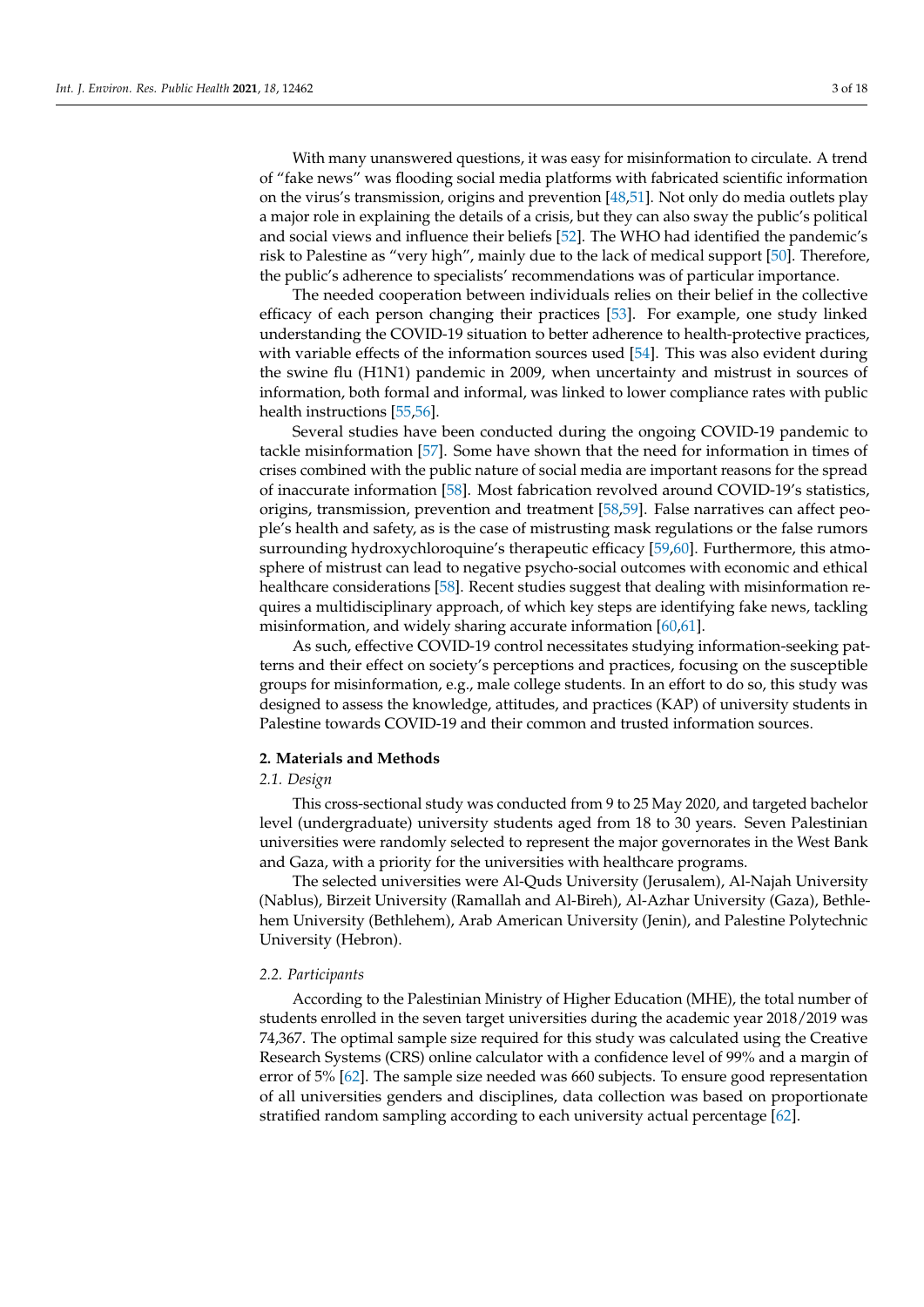With many unanswered questions, it was easy for misinformation to circulate. A trend of "fake news" was flooding social media platforms with fabricated scientific information on the virus's transmission, origins and prevention [48,51]. Not only do media outlets play a major role in explaining the details of a crisis, but they can also sway the public's political and social views and influence their beliefs [52]. The WHO had identified the pandemic's risk to Palestine as "very high", mainly due to the lack of medical support [50]. Therefore, the public's adherence to specialists' recommendations was of particular importance.

The needed cooperation between individuals relies on their belief in the collective efficacy of each person changing their practices [53]. For example, one study linked understanding the COVID-19 situation to better adherence to health-protective practices, with variable effects of the information sources used [54]. This was also evident during the swine flu (H1N1) pandemic in 2009, when uncertainty and mistrust in sources of information, both formal and informal, was linked to lower compliance rates with public health instructions [55,56].

Several studies have been conducted during the ongoing COVID-19 pandemic to tackle misinformation [57]. Some have shown that the need for information in times of crises combined with the public nature of social media are important reasons for the spread of inaccurate information [58]. Most fabrication revolved around COVID-19's statistics, origins, transmission, prevention and treatment [58,59]. False narratives can affect people's health and safety, as is the case of mistrusting mask regulations or the false rumors surrounding hydroxychloroquine's therapeutic efficacy [59,60]. Furthermore, this atmosphere of mistrust can lead to negative psycho-social outcomes with economic and ethical healthcare considerations [58]. Recent studies suggest that dealing with misinformation requires a multidisciplinary approach, of which key steps are identifying fake news, tackling misinformation, and widely sharing accurate information [60,61].

As such, effective COVID-19 control necessitates studying information-seeking patterns and their effect on society's perceptions and practices, focusing on the susceptible groups for misinformation, e.g., male college students. In an effort to do so, this study was designed to assess the knowledge, attitudes, and practices (KAP) of university students in Palestine towards COVID-19 and their common and trusted information sources.

## 2. Materials and Methods

### *2.1. Design*

This cross-sectional study was conducted from 9 to 25 May 2020, and targeted bachelor level (undergraduate) university students aged from 18 to 30 years. Seven Palestinian universities were randomly selected to represent the major governorates in the West Bank and Gaza, with a priority for the universities with healthcare programs.

The selected universities were Al-Quds University (Jerusalem), Al-Najah University (Nablus), Birzeit University (Ramallah and Al-Bireh), Al-Azhar University (Gaza), Bethlehem University (Bethlehem), Arab American University (Jenin), and Palestine Polytechnic University (Hebron).

### *2.2. Participants*

According to the Palestinian Ministry of Higher Education (MHE), the total number of students enrolled in the seven target universities during the academic year 2018/2019 was 74,367. The optimal sample size required for this study was calculated using the Creative Research Systems (CRS) online calculator with a confidence level of 99% and a margin of error of 5% [62]. The sample size needed was 660 subjects. To ensure good representation of all universities genders and disciplines, data collection was based on proportionate stratified random sampling according to each university actual percentage [62].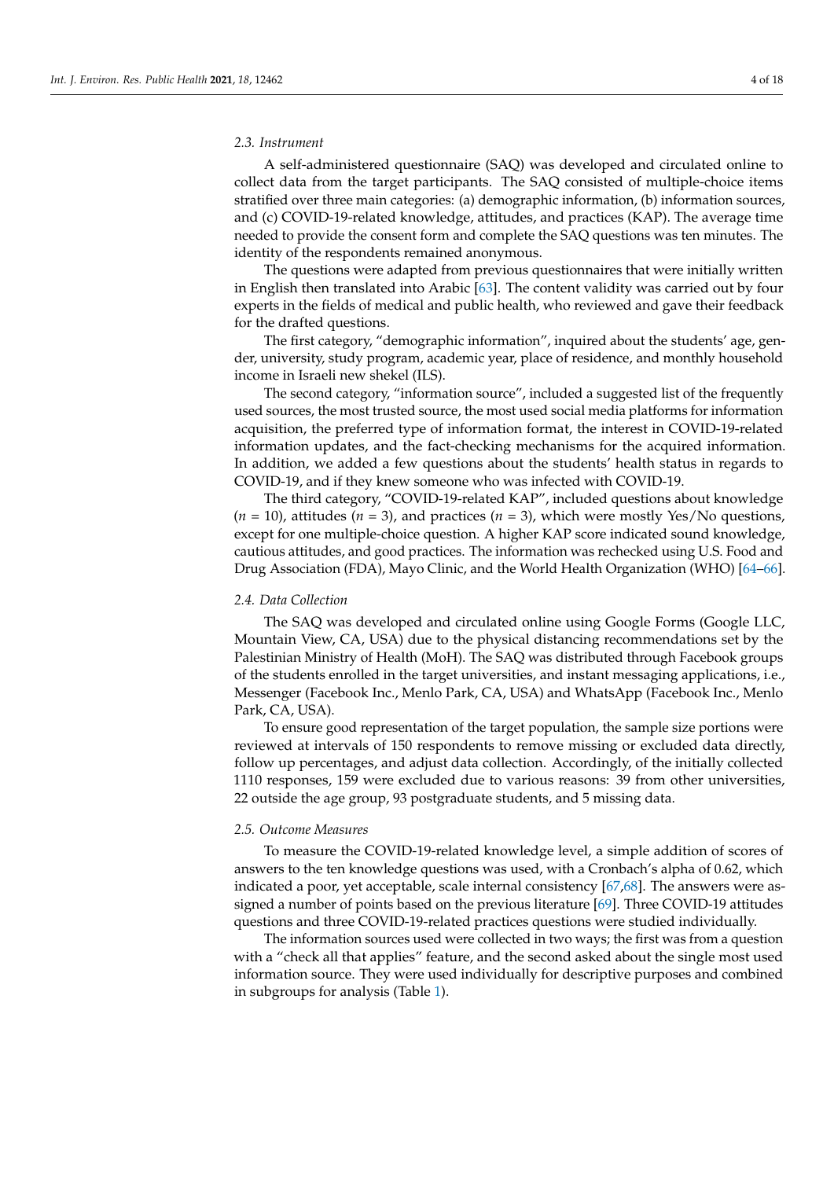### 2.3. Instrument

A self-administered questionnaire (SAQ) was developed and circulated online to collect data from the target participants. The SAQ consisted of multiple-choice items stratified over three main categories: (a) demographic information, (b) information sources, and (c) COVID-19-related knowledge, attitudes, and practices (KAP). The average time needed to provide the consent form and complete the SAQ questions was ten minutes. The identity of the respondents remained anonymous.

The questions were adapted from previous questionnaires that were initially written in English then translated into Arabic [63]. The content validity was carried out by four experts in the fields of medical and public health, who reviewed and gave their feedback for the drafted questions.

The first category, "demographic information", inquired about the students' age, gender, university, study program, academic year, place of residence, and monthly household income in Israeli new shekel (ILS).

The second category, "information source", included a suggested list of the frequently used sources, the most trusted source, the most used social media platforms for information acquisition, the preferred type of information format, the interest in COVID-19-related information updates, and the fact-checking mechanisms for the acquired information. In addition, we added a few questions about the students' health status in regards to COVID-19, and if they knew someone who was infected with COVID-19.

The third category, "COVID-19-related KAP", included questions about knowledge ($n$ = 10), attitudes ($n$ = 3), and practices ($n$ = 3), which were mostly Yes/No questions, except for one multiple-choice question. A higher KAP score indicated sound knowledge, cautious attitudes, and good practices. The information was rechecked using U.S. Food and Drug Association (FDA), Mayo Clinic, and the World Health Organization (WHO) [64–66].

### 2.4. Data Collection

The SAQ was developed and circulated online using Google Forms (Google LLC, Mountain View, CA, USA) due to the physical distancing recommendations set by the Palestinian Ministry of Health (MoH). The SAQ was distributed through Facebook groups of the students enrolled in the target universities, and instant messaging applications, i.e., Messenger (Facebook Inc., Menlo Park, CA, USA) and WhatsApp (Facebook Inc., Menlo Park, CA, USA).

To ensure good representation of the target population, the sample size portions were reviewed at intervals of 150 respondents to remove missing or excluded data directly, follow up percentages, and adjust data collection. Accordingly, of the initially collected 1110 responses, 159 were excluded due to various reasons: 39 from other universities, 22 outside the age group, 93 postgraduate students, and 5 missing data.

### 2.5. Outcome Measures

To measure the COVID-19-related knowledge level, a simple addition of scores of answers to the ten knowledge questions was used, with a Cronbach's alpha of 0.62, which indicated a poor, yet acceptable, scale internal consistency [67,68]. The answers were assigned a number of points based on the previous literature [69]. Three COVID-19 attitudes questions and three COVID-19-related practices questions were studied individually.

The information sources used were collected in two ways; the first was from a question with a "check all that applies" feature, and the second asked about the single most used information source. They were used individually for descriptive purposes and combined in subgroups for analysis (Table 1).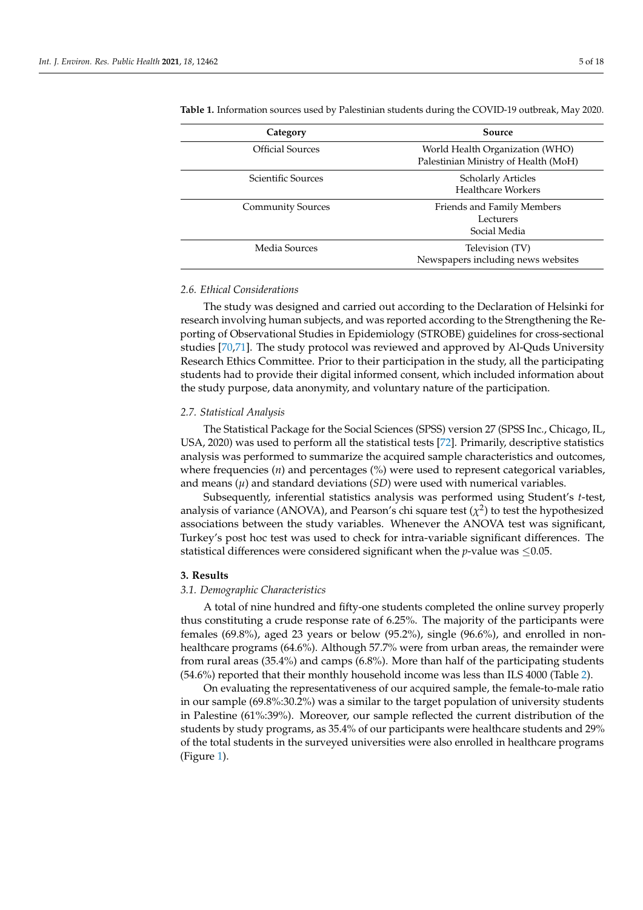**Table 1.** Information sources used by Palestinian students during the COVID-19 outbreak, May 2020.

| Category | Source |
|---|---|
| Official Sources | World Health Organization (WHO)<br>Palestinian Ministry of Health (MoH) |
| Scientific Sources | Scholarly Articles<br>Healthcare Workers |
| Community Sources | Friends and Family Members<br>Lecturers<br>Social Media |
| Media Sources | Television (TV)<br>Newspapers including news websites |

### 2.6. Ethical Considerations

The study was designed and carried out according to the Declaration of Helsinki for research involving human subjects, and was reported according to the Strengthening the Reporting of Observational Studies in Epidemiology (STROBE) guidelines for cross-sectional studies [70,71]. The study protocol was reviewed and approved by Al-Quds University Research Ethics Committee. Prior to their participation in the study, all the participating students had to provide their digital informed consent, which included information about the study purpose, data anonymity, and voluntary nature of the participation.

### 2.7. Statistical Analysis

The Statistical Package for the Social Sciences (SPSS) version 27 (SPSS Inc., Chicago, IL, USA, 2020) was used to perform all the statistical tests [72]. Primarily, descriptive statistics analysis was performed to summarize the acquired sample characteristics and outcomes, where frequencies ($n$) and percentages (%) were used to represent categorical variables, and means ($\mu$) and standard deviations ($SD$) were used with numerical variables.

Subsequently, inferential statistics analysis was performed using Student's $t$-test, analysis of variance (ANOVA), and Pearson's chi square test ($\chi^2$) to test the hypothesized associations between the study variables. Whenever the ANOVA test was significant, Turkey's post hoc test was used to check for intra-variable significant differences. The statistical differences were considered significant when the $p$-value was $\leq 0.05$.

## 3. Results

### 3.1. Demographic Characteristics

A total of nine hundred and fifty-one students completed the online survey properly thus constituting a crude response rate of 6.25%. The majority of the participants were females (69.8%), aged 23 years or below (95.2%), single (96.6%), and enrolled in non-healthcare programs (64.6%). Although 57.7% were from urban areas, the remainder were from rural areas (35.4%) and camps (6.8%). More than half of the participating students (54.6%) reported that their monthly household income was less than ILS 4000 (Table 2).

On evaluating the representativeness of our acquired sample, the female-to-male ratio in our sample (69.8%:30.2%) was a similar to the target population of university students in Palestine (61%:39%). Moreover, our sample reflected the current distribution of the students by study programs, as 35.4% of our participants were healthcare students and 29% of the total students in the surveyed universities were also enrolled in healthcare programs (Figure 1).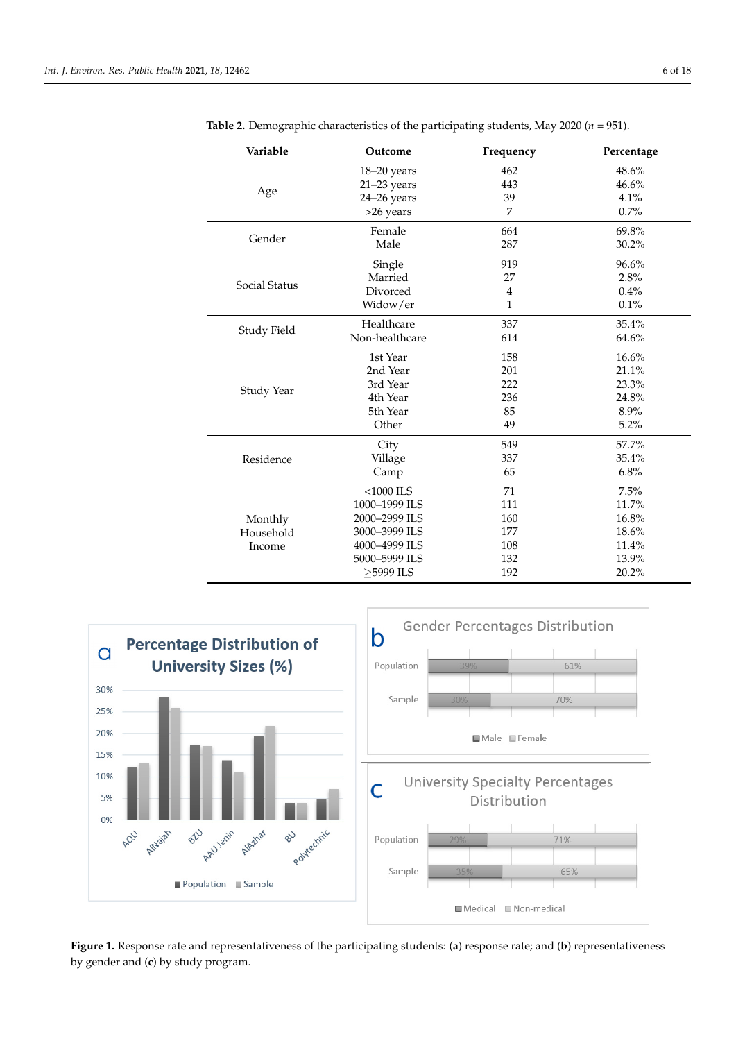**Table 2.** Demographic characteristics of the participating students, May 2020 (*n* = 951).

| Variable | Outcome | Frequency | Percentage |
|---|---|---|---|
| Age | 18–20 years | 462 | 48.6% |
| | 21–23 years | 443 | 46.6% |
| | 24–26 years | 39 | 4.1% |
| | >26 years | 7 | 0.7% |
| Gender | Female | 664 | 69.8% |
| | Male | 287 | 30.2% |
| Social Status | Single | 919 | 96.6% |
| | Married | 27 | 2.8% |
| | Divorced | 4 | 0.4% |
| | Widow/er | 1 | 0.1% |
| Study Field | Healthcare | 337 | 35.4% |
| | Non-healthcare | 614 | 64.6% |
| Study Year | 1st Year | 158 | 16.6% |
| | 2nd Year | 201 | 21.1% |
| | 3rd Year | 222 | 23.3% |
| | 4th Year | 236 | 24.8% |
| | 5th Year | 85 | 8.9% |
| | Other | 49 | 5.2% |
| Residence | City | 549 | 57.7% |
| | Village | 337 | 35.4% |
| | Camp | 65 | 6.8% |
| Monthly Household Income | <1000 ILS | 71 | 7.5% |
| | 1000–1999 ILS | 111 | 11.7% |
| | 2000–2999 ILS | 160 | 16.8% |
| | 3000–3999 ILS | 177 | 18.6% |
| | 4000–4999 ILS | 108 | 11.4% |
| | 5000–5999 ILS | 132 | 13.9% |
| | ≥5999 ILS | 192 | 20.2% |

**Figure 1.** Response rate and representativeness of the participating students: (**a**) response rate; and (**b**) representativeness by gender and (**c**) by study program.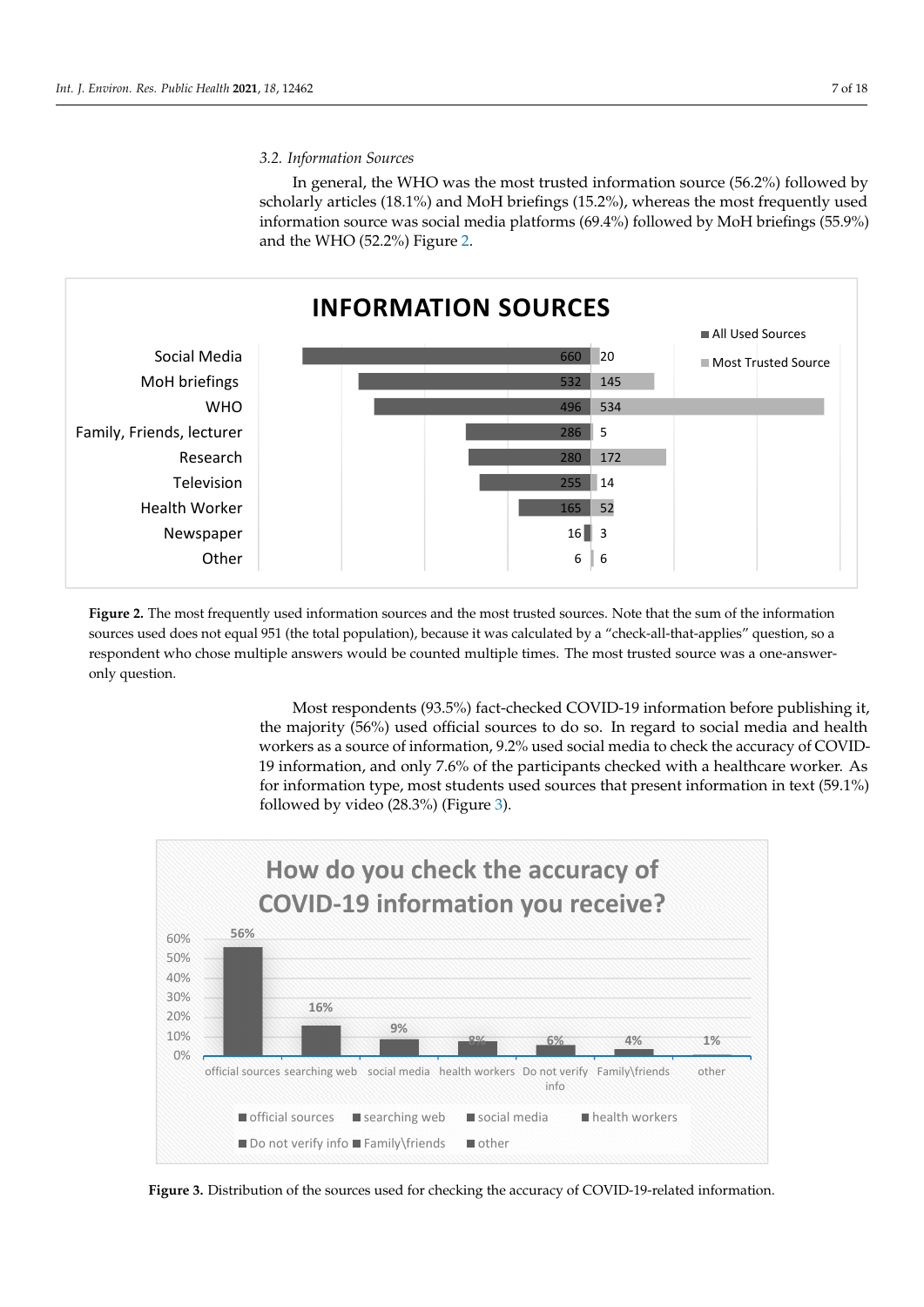### 3.2. Information Sources

In general, the WHO was the most trusted information source (56.2%) followed by scholarly articles (18.1%) and MoH briefings (15.2%), whereas the most frequently used information source was social media platforms (69.4%) followed by MoH briefings (55.9%) and the WHO (52.2%) Figure 2.

**Figure 2.** The most frequently used information sources and the most trusted sources. Note that the sum of the information sources used does not equal 951 (the total population), because it was calculated by a "check-all-that-applies" question, so a respondent who chose multiple answers would be counted multiple times. The most trusted source was a one-answer-only question.

Most respondents (93.5%) fact-checked COVID-19 information before publishing it, the majority (56%) used official sources to do so. In regard to social media and health workers as a source of information, 9.2% used social media to check the accuracy of COVID-19 information, and only 7.6% of the participants checked with a healthcare worker. As for information type, most students used sources that present information in text (59.1%) followed by video (28.3%) (Figure 3).

**Figure 3.** Distribution of the sources used for checking the accuracy of COVID-19-related information.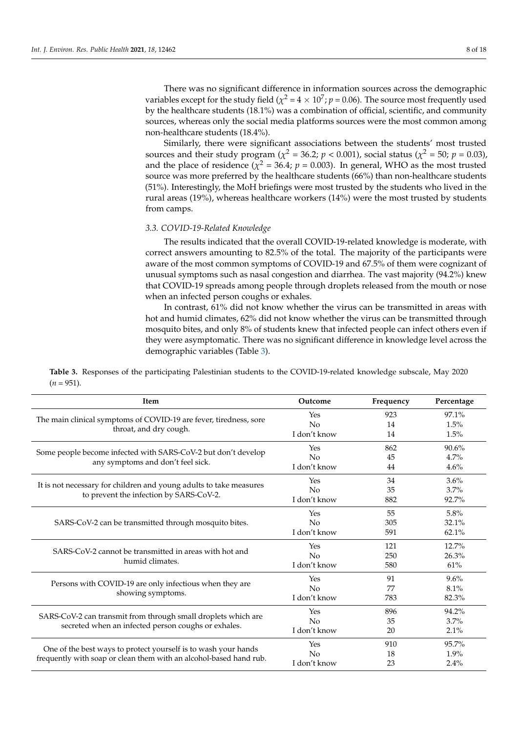There was no significant difference in information sources across the demographic variables except for the study field ($\chi^2 = 4 \times 10^7$; $p = 0.06$). The source most frequently used by the healthcare students (18.1%) was a combination of official, scientific, and community sources, whereas only the social media platforms sources were the most common among non-healthcare students (18.4%).

Similarly, there were significant associations between the students' most trusted sources and their study program ($\chi^2 = 36.2$; $p < 0.001$), social status ($\chi^2 = 50$; $p = 0.03$), and the place of residence ($\chi^2 = 36.4$; $p = 0.003$). In general, WHO as the most trusted source was more preferred by the healthcare students (66%) than non-healthcare students (51%). Interestingly, the MoH briefings were most trusted by the students who lived in the rural areas (19%), whereas healthcare workers (14%) were the most trusted by students from camps.

### *3.3. COVID-19-Related Knowledge*

The results indicated that the overall COVID-19-related knowledge is moderate, with correct answers amounting to 82.5% of the total. The majority of the participants were aware of the most common symptoms of COVID-19 and 67.5% of them were cognizant of unusual symptoms such as nasal congestion and diarrhea. The vast majority (94.2%) knew that COVID-19 spreads among people through droplets released from the mouth or nose when an infected person coughs or exhales.

In contrast, 61% did not know whether the virus can be transmitted in areas with hot and humid climates, 62% did not know whether the virus can be transmitted through mosquito bites, and only 8% of students knew that infected people can infect others even if they were asymptomatic. There was no significant difference in knowledge level across the demographic variables (Table 3).

**Table 3.** Responses of the participating Palestinian students to the COVID-19-related knowledge subscale, May 2020 ($n = 951$).

| Item | Outcome | Frequency | Percentage |
|---|---|---|---|
| The main clinical symptoms of COVID-19 are fever, tiredness, sore throat, and dry cough. | Yes | 923 | 97.1% |
| | No | 14 | 1.5% |
| | I don't know | 14 | 1.5% |
| Some people become infected with SARS-CoV-2 but don't develop any symptoms and don't feel sick. | Yes | 862 | 90.6% |
| | No | 45 | 4.7% |
| | I don't know | 44 | 4.6% |
| It is not necessary for children and young adults to take measures to prevent the infection by SARS-CoV-2. | Yes | 34 | 3.6% |
| | No | 35 | 3.7% |
| | I don't know | 882 | 92.7% |
| SARS-CoV-2 can be transmitted through mosquito bites. | Yes | 55 | 5.8% |
| | No | 305 | 32.1% |
| | I don't know | 591 | 62.1% |
| SARS-CoV-2 cannot be transmitted in areas with hot and humid climates. | Yes | 121 | 12.7% |
| | No | 250 | 26.3% |
| | I don't know | 580 | 61% |
| Persons with COVID-19 are only infectious when they are showing symptoms. | Yes | 91 | 9.6% |
| | No | 77 | 8.1% |
| | I don't know | 783 | 82.3% |
| SARS-CoV-2 can transmit from through small droplets which are secreted when an infected person coughs or exhales. | Yes | 896 | 94.2% |
| | No | 35 | 3.7% |
| | I don't know | 20 | 2.1% |
| One of the best ways to protect yourself is to wash your hands frequently with soap or clean them with an alcohol-based hand rub. | Yes | 910 | 95.7% |
| | No | 18 | 1.9% |
| | I don't know | 23 | 2.4% |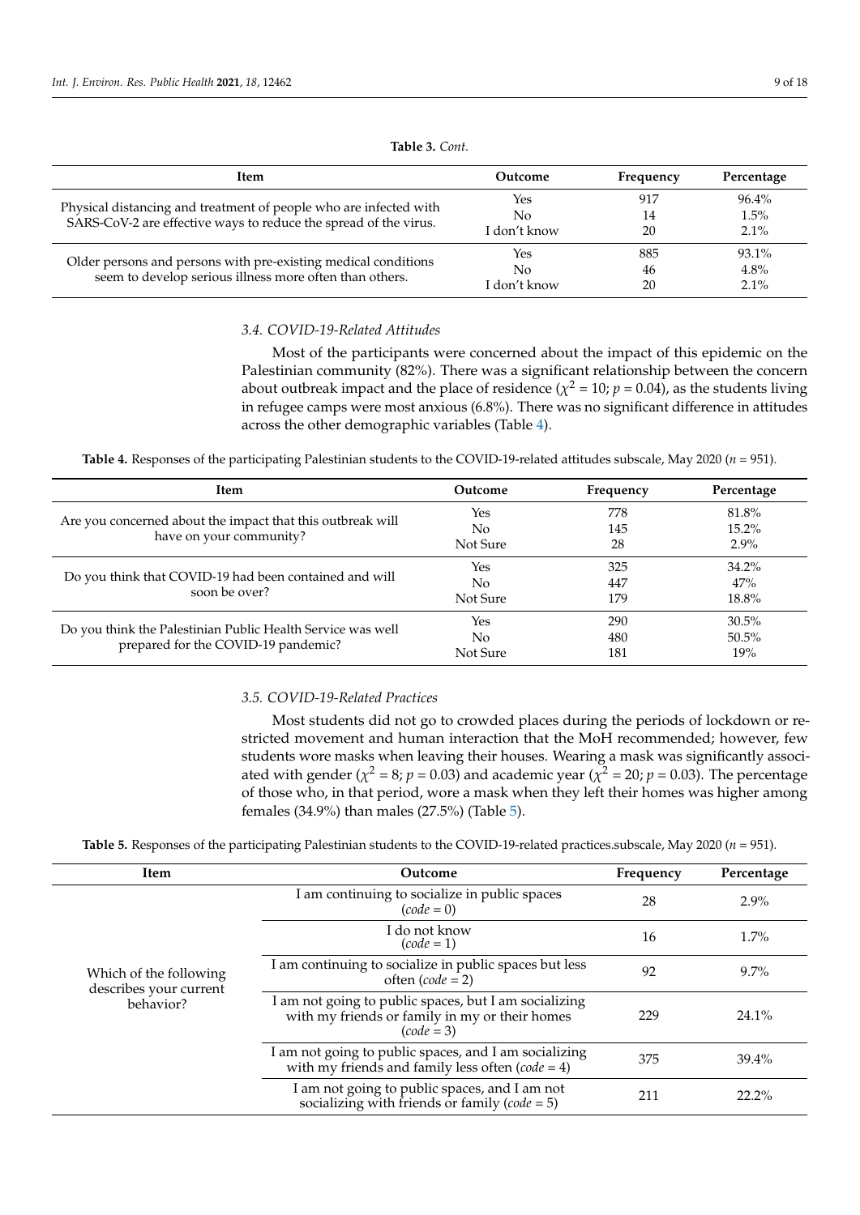**Table 3.** *Cont.*

| Item | Outcome | Frequency | Percentage |
|---|---|---|---|
| Physical distancing and treatment of people who are infected with SARS-CoV-2 are effective ways to reduce the spread of the virus. | Yes | 917 | 96.4% |
| | No | 14 | 1.5% |
| | I don't know | 20 | 2.1% |
| Older persons and persons with pre-existing medical conditions seem to develop serious illness more often than others. | Yes | 885 | 93.1% |
| | No | 46 | 4.8% |
| | I don't know | 20 | 2.1% |

### 3.4. COVID-19-Related Attitudes

Most of the participants were concerned about the impact of this epidemic on the Palestinian community (82%). There was a significant relationship between the concern about outbreak impact and the place of residence ($\chi^2$ = 10; $p$ = 0.04), as the students living in refugee camps were most anxious (6.8%). There was no significant difference in attitudes across the other demographic variables (Table 4).

**Table 4.** Responses of the participating Palestinian students to the COVID-19-related attitudes subscale, May 2020 ($n$ = 951).

| Item | Outcome | Frequency | Percentage |
|---|---|---|---|
| Are you concerned about the impact that this outbreak will have on your community? | Yes | 778 | 81.8% |
| | No | 145 | 15.2% |
| | Not Sure | 28 | 2.9% |
| Do you think that COVID-19 had been contained and will soon be over? | Yes | 325 | 34.2% |
| | No | 447 | 47% |
| | Not Sure | 179 | 18.8% |
| Do you think the Palestinian Public Health Service was well prepared for the COVID-19 pandemic? | Yes | 290 | 30.5% |
| | No | 480 | 50.5% |
| | Not Sure | 181 | 19% |

### 3.5. COVID-19-Related Practices

Most students did not go to crowded places during the periods of lockdown or restricted movement and human interaction that the MoH recommended; however, few students wore masks when leaving their houses. Wearing a mask was significantly associated with gender ($\chi^2$ = 8; $p$ = 0.03) and academic year ($\chi^2$ = 20; $p$ = 0.03). The percentage of those who, in that period, wore a mask when they left their homes was higher among females (34.9%) than males (27.5%) (Table 5).

**Table 5.** Responses of the participating Palestinian students to the COVID-19-related practices.subscale, May 2020 ($n$ = 951).

| Item | Outcome | Frequency | Percentage |
|---|---|---|---|
| Which of the following describes your current behavior? | I am continuing to socialize in public spaces (*code* = 0) | 28 | 2.9% |
| | I do not know (*code* = 1) | 16 | 1.7% |
| | I am continuing to socialize in public spaces but less often (*code* = 2) | 92 | 9.7% |
| | I am not going to public spaces, but I am socializing with my friends or family in my or their homes (*code* = 3) | 229 | 24.1% |
| | I am not going to public spaces, and I am socializing with my friends and family less often (*code* = 4) | 375 | 39.4% |
| | I am not going to public spaces, and I am not socializing with friends or family (*code* = 5) | 211 | 22.2% |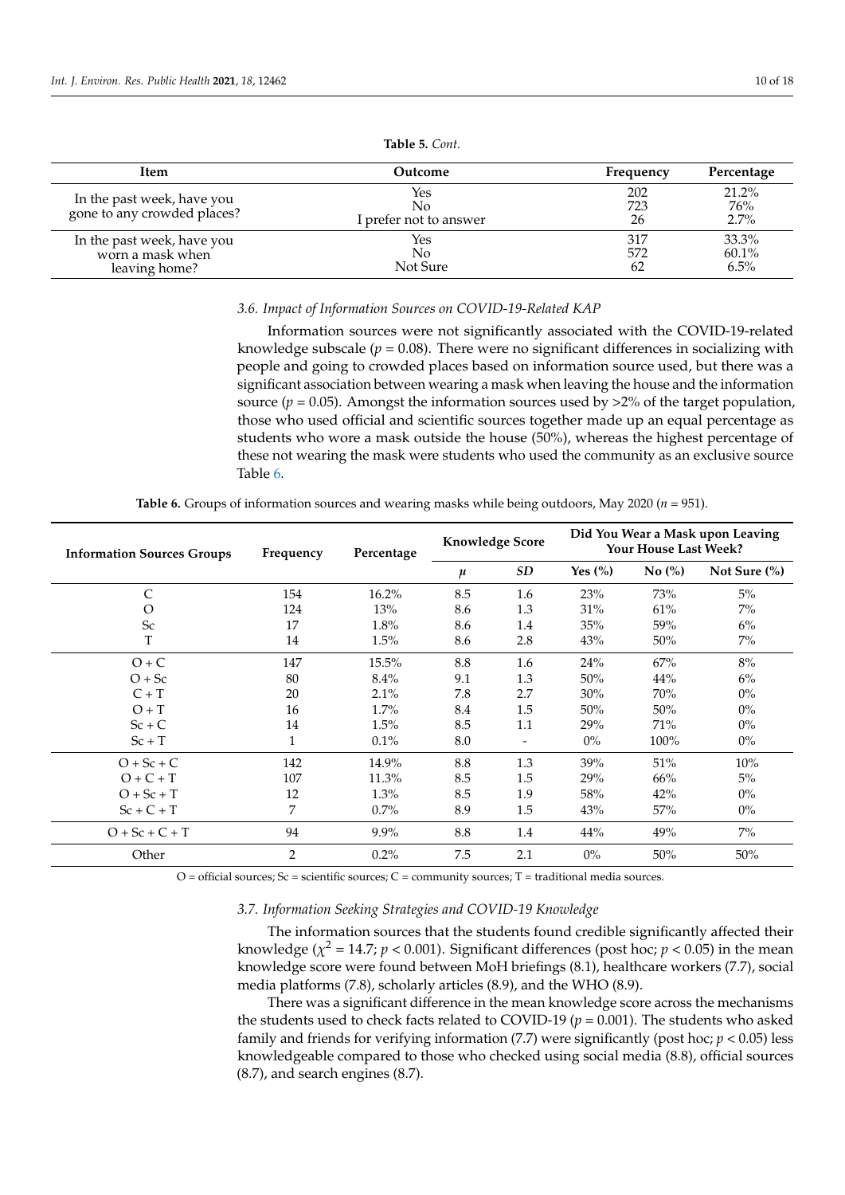**Table 5.** *Cont.*

| Item | Outcome | Frequency | Percentage |
|---|---|---|---|
| In the past week, have you gone to any crowded places? | Yes | 202 | 21.2% |
| | No | 723 | 76% |
| | I prefer not to answer | 26 | 2.7% |
| In the past week, have you worn a mask when leaving home? | Yes | 317 | 33.3% |
| | No | 572 | 60.1% |
| | Not Sure | 62 | 6.5% |

### 3.6. Impact of Information Sources on COVID-19-Related KAP

Information sources were not significantly associated with the COVID-19-related knowledge subscale ($p = 0.08$). There were no significant differences in socializing with people and going to crowded places based on information source used, but there was a significant association between wearing a mask when leaving the house and the information source ($p = 0.05$). Amongst the information sources used by >2% of the target population, those who used official and scientific sources together made up an equal percentage as students who wore a mask outside the house (50%), whereas the highest percentage of these not wearing the mask were students who used the community as an exclusive source Table 6.

**Table 6.** Groups of information sources and wearing masks while being outdoors, May 2020 ($n = 951$).

| Information Sources Groups | Frequency | Percentage | Knowledge Score | | Did You Wear a Mask upon Leaving Your House Last Week? | | |
|---|---|---|---|---|---|---|---|
| | | | $\mu$ | *SD* | Yes (%) | No (%) | Not Sure (%) |
| C | 154 | 16.2% | 8.5 | 1.6 | 23% | 73% | 5% |
| O | 124 | 13% | 8.6 | 1.3 | 31% | 61% | 7% |
| Sc | 17 | 1.8% | 8.6 | 1.4 | 35% | 59% | 6% |
| T | 14 | 1.5% | 8.6 | 2.8 | 43% | 50% | 7% |
| O + C | 147 | 15.5% | 8.8 | 1.6 | 24% | 67% | 8% |
| O + Sc | 80 | 8.4% | 9.1 | 1.3 | 50% | 44% | 6% |
| C + T | 20 | 2.1% | 7.8 | 2.7 | 30% | 70% | 0% |
| O + T | 16 | 1.7% | 8.4 | 1.5 | 50% | 50% | 0% |
| Sc + C | 14 | 1.5% | 8.5 | 1.1 | 29% | 71% | 0% |
| Sc + T | 1 | 0.1% | 8.0 | - | 0% | 100% | 0% |
| O + Sc + C | 142 | 14.9% | 8.8 | 1.3 | 39% | 51% | 10% |
| O + C + T | 107 | 11.3% | 8.5 | 1.5 | 29% | 66% | 5% |
| O + Sc + T | 12 | 1.3% | 8.5 | 1.9 | 58% | 42% | 0% |
| Sc + C + T | 7 | 0.7% | 8.9 | 1.5 | 43% | 57% | 0% |
| O + Sc + C + T | 94 | 9.9% | 8.8 | 1.4 | 44% | 49% | 7% |
| Other | 2 | 0.2% | 7.5 | 2.1 | 0% | 50% | 50% |

O = official sources; Sc = scientific sources; C = community sources; T = traditional media sources.

### 3.7. Information Seeking Strategies and COVID-19 Knowledge

The information sources that the students found credible significantly affected their knowledge ($\chi^2 = 14.7$; $p < 0.001$). Significant differences (post hoc; $p < 0.05$) in the mean knowledge score were found between MoH briefings (8.1), healthcare workers (7.7), social media platforms (7.8), scholarly articles (8.9), and the WHO (8.9).

There was a significant difference in the mean knowledge score across the mechanisms the students used to check facts related to COVID-19 ($p = 0.001$). The students who asked family and friends for verifying information (7.7) were significantly (post hoc; $p < 0.05$) less knowledgeable compared to those who checked using social media (8.8), official sources (8.7), and search engines (8.7).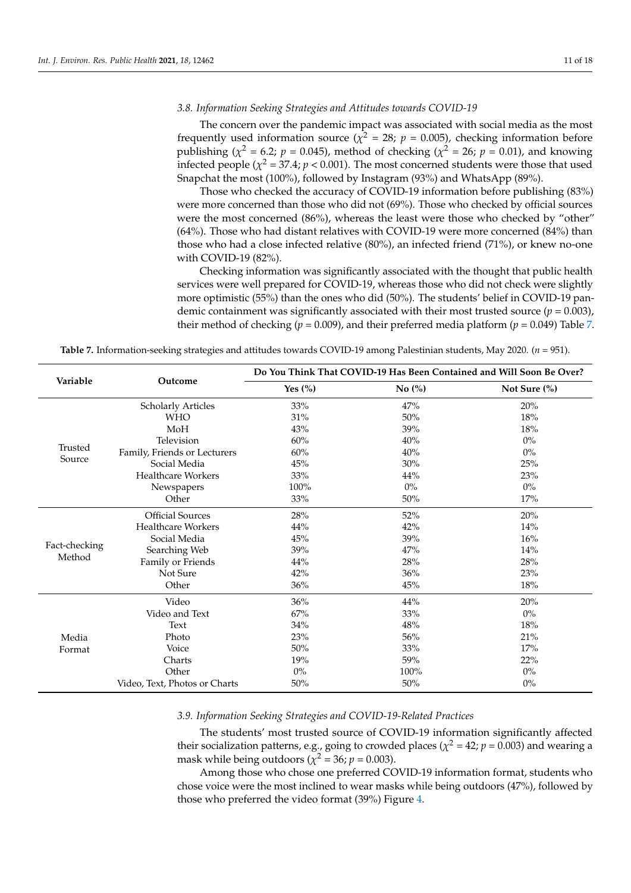### 3.8. Information Seeking Strategies and Attitudes towards COVID-19

The concern over the pandemic impact was associated with social media as the most frequently used information source ($\chi^2$ = 28; $p$ = 0.005), checking information before publishing ($\chi^2$ = 6.2; $p$ = 0.045), method of checking ($\chi^2$ = 26; $p$ = 0.01), and knowing infected people ($\chi^2$ = 37.4; $p < 0.001$). The most concerned students were those that used Snapchat the most (100%), followed by Instagram (93%) and WhatsApp (89%).

Those who checked the accuracy of COVID-19 information before publishing (83%) were more concerned than those who did not (69%). Those who checked by official sources were the most concerned (86%), whereas the least were those who checked by "other" (64%). Those who had distant relatives with COVID-19 were more concerned (84%) than those who had a close infected relative (80%), an infected friend (71%), or knew no-one with COVID-19 (82%).

Checking information was significantly associated with the thought that public health services were well prepared for COVID-19, whereas those who did not check were slightly more optimistic (55%) than the ones who did (50%). The students' belief in COVID-19 pandemic containment was significantly associated with their most trusted source ($p$ = 0.003), their method of checking ($p$ = 0.009), and their preferred media platform ($p$ = 0.049) Table 7.

**Table 7.** Information-seeking strategies and attitudes towards COVID-19 among Palestinian students, May 2020. ($n$ = 951).

| Variable | Outcome | Do You Think That COVID-19 Has Been Contained and Will Soon Be Over? | | |
|---|---|---|---|---|
| | | Yes (%) | No (%) | Not Sure (%) |
| Trusted Source | Scholarly Articles | 33% | 47% | 20% |
| | WHO | 31% | 50% | 18% |
| | MoH | 43% | 39% | 18% |
| | Television | 60% | 40% | 0% |
| | Family, Friends or Lecturers | 60% | 40% | 0% |
| | Social Media | 45% | 30% | 25% |
| | Healthcare Workers | 33% | 44% | 23% |
| | Newspapers | 100% | 0% | 0% |
| | Other | 33% | 50% | 17% |
| Fact-checking Method | Official Sources | 28% | 52% | 20% |
| | Healthcare Workers | 44% | 42% | 14% |
| | Social Media | 45% | 39% | 16% |
| | Searching Web | 39% | 47% | 14% |
| | Family or Friends | 44% | 28% | 28% |
| | Not Sure | 42% | 36% | 23% |
| | Other | 36% | 45% | 18% |
| Media Format | Video | 36% | 44% | 20% |
| | Video and Text | 67% | 33% | 0% |
| | Text | 34% | 48% | 18% |
| | Photo | 23% | 56% | 21% |
| | Voice | 50% | 33% | 17% |
| | Charts | 19% | 59% | 22% |
| | Other | 0% | 100% | 0% |
| | Video, Text, Photos or Charts | 50% | 50% | 0% |

### 3.9. Information Seeking Strategies and COVID-19-Related Practices

The students' most trusted source of COVID-19 information significantly affected their socialization patterns, e.g., going to crowded places ($\chi^2$ = 42; $p$ = 0.003) and wearing a mask while being outdoors ($\chi^2$ = 36; $p$ = 0.003).

Among those who chose one preferred COVID-19 information format, students who chose voice were the most inclined to wear masks while being outdoors (47%), followed by those who preferred the video format (39%) Figure 4.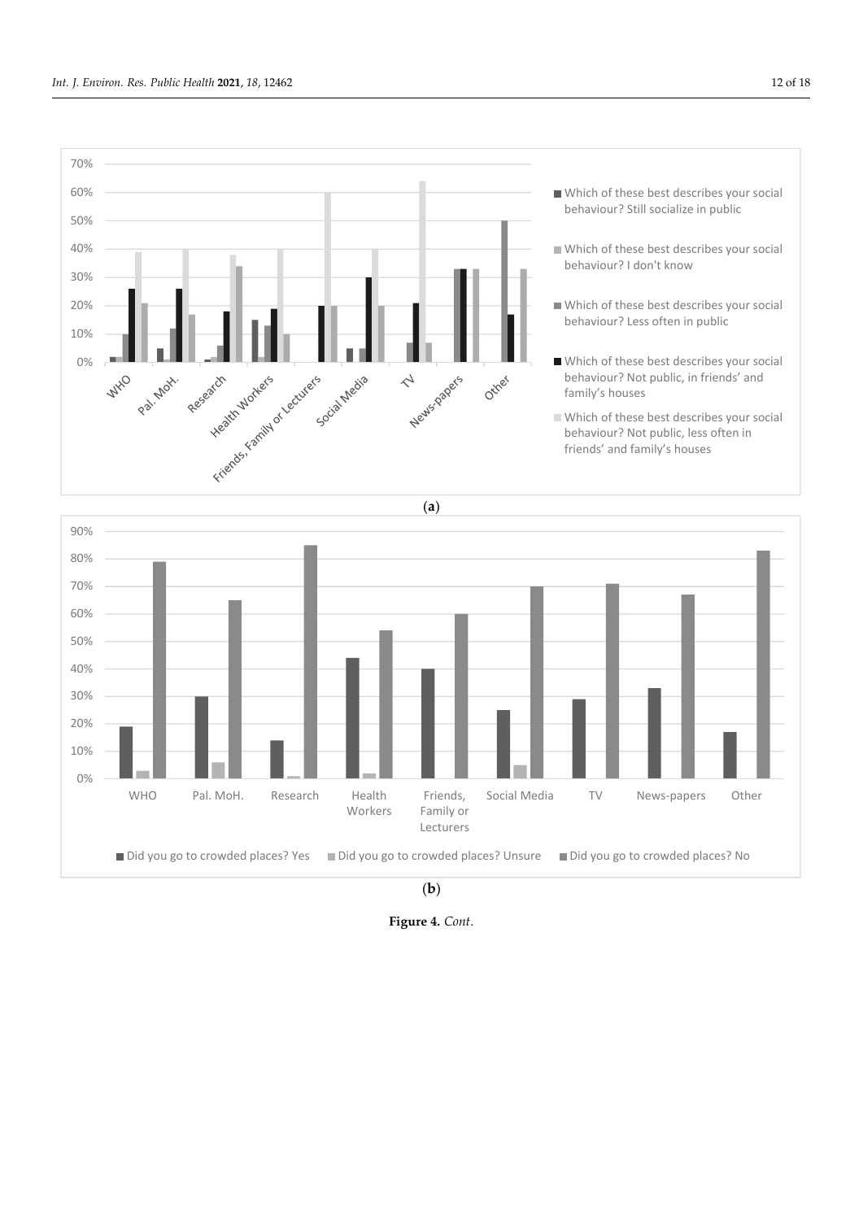(a)

(b)

**Figure 4.** *Cont.*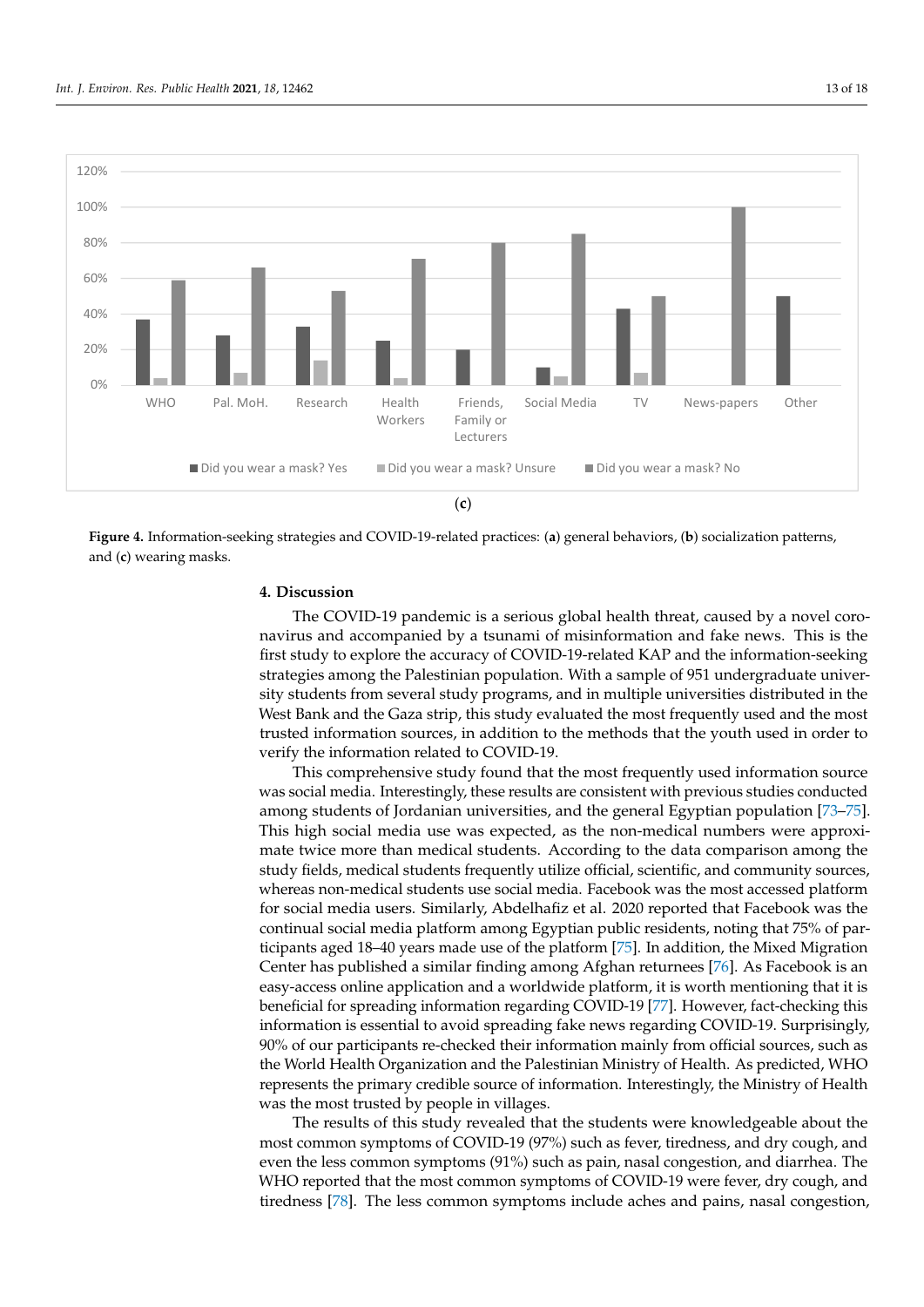(c)

**Figure 4.** Information-seeking strategies and COVID-19-related practices: (**a**) general behaviors, (**b**) socialization patterns, and (**c**) wearing masks.

## 4. Discussion

The COVID-19 pandemic is a serious global health threat, caused by a novel coronavirus and accompanied by a tsunami of misinformation and fake news. This is the first study to explore the accuracy of COVID-19-related KAP and the information-seeking strategies among the Palestinian population. With a sample of 951 undergraduate university students from several study programs, and in multiple universities distributed in the West Bank and the Gaza strip, this study evaluated the most frequently used and the most trusted information sources, in addition to the methods that the youth used in order to verify the information related to COVID-19.

This comprehensive study found that the most frequently used information source was social media. Interestingly, these results are consistent with previous studies conducted among students of Jordanian universities, and the general Egyptian population [73–75]. This high social media use was expected, as the non-medical numbers were approximate twice more than medical students. According to the data comparison among the study fields, medical students frequently utilize official, scientific, and community sources, whereas non-medical students use social media. Facebook was the most accessed platform for social media users. Similarly, Abdelhafiz et al. 2020 reported that Facebook was the continual social media platform among Egyptian public residents, noting that 75% of participants aged 18–40 years made use of the platform [75]. In addition, the Mixed Migration Center has published a similar finding among Afghan returnees [76]. As Facebook is an easy-access online application and a worldwide platform, it is worth mentioning that it is beneficial for spreading information regarding COVID-19 [77]. However, fact-checking this information is essential to avoid spreading fake news regarding COVID-19. Surprisingly, 90% of our participants re-checked their information mainly from official sources, such as the World Health Organization and the Palestinian Ministry of Health. As predicted, WHO represents the primary credible source of information. Interestingly, the Ministry of Health was the most trusted by people in villages.

The results of this study revealed that the students were knowledgeable about the most common symptoms of COVID-19 (97%) such as fever, tiredness, and dry cough, and even the less common symptoms (91%) such as pain, nasal congestion, and diarrhea. The WHO reported that the most common symptoms of COVID-19 were fever, dry cough, and tiredness [78]. The less common symptoms include aches and pains, nasal congestion,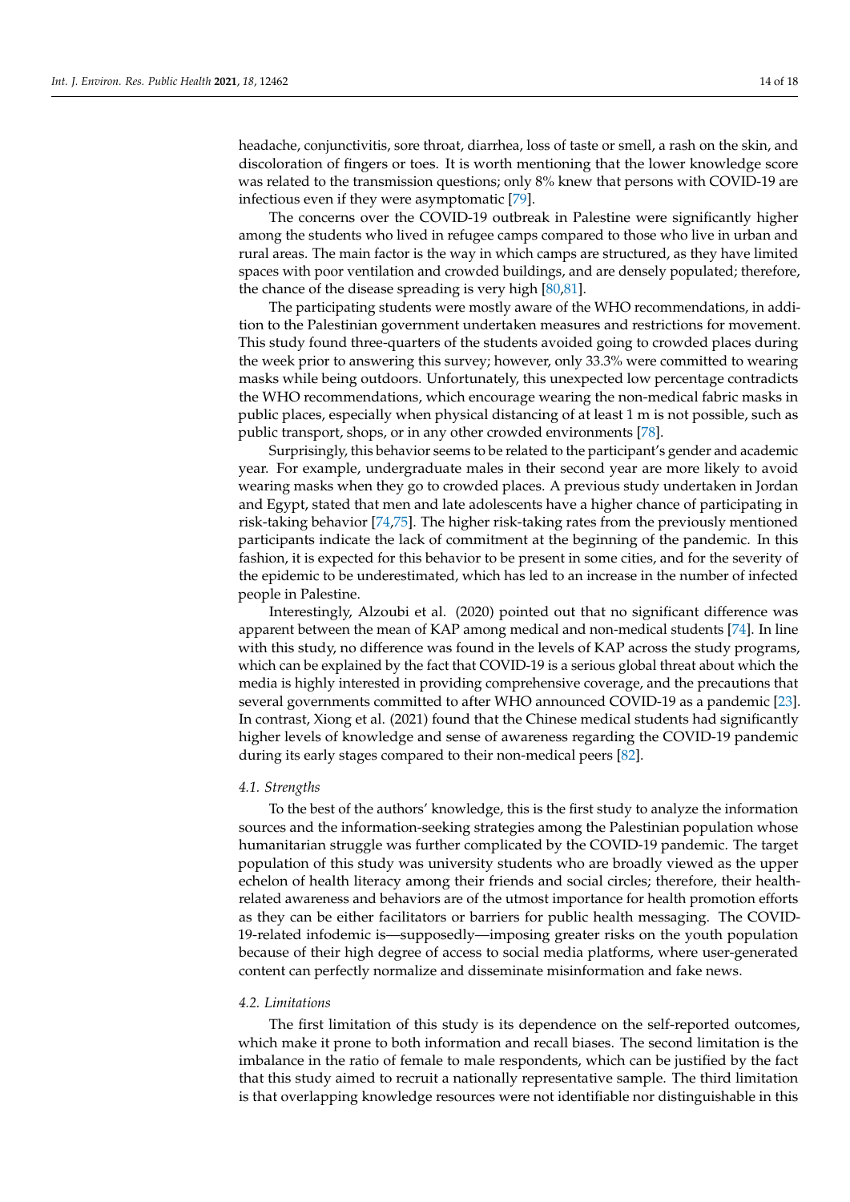headache, conjunctivitis, sore throat, diarrhea, loss of taste or smell, a rash on the skin, and discoloration of fingers or toes. It is worth mentioning that the lower knowledge score was related to the transmission questions; only 8% knew that persons with COVID-19 are infectious even if they were asymptomatic [79].

The concerns over the COVID-19 outbreak in Palestine were significantly higher among the students who lived in refugee camps compared to those who live in urban and rural areas. The main factor is the way in which camps are structured, as they have limited spaces with poor ventilation and crowded buildings, and are densely populated; therefore, the chance of the disease spreading is very high [80,81].

The participating students were mostly aware of the WHO recommendations, in addition to the Palestinian government undertaken measures and restrictions for movement. This study found three-quarters of the students avoided going to crowded places during the week prior to answering this survey; however, only 33.3% were committed to wearing masks while being outdoors. Unfortunately, this unexpected low percentage contradicts the WHO recommendations, which encourage wearing the non-medical fabric masks in public places, especially when physical distancing of at least 1 m is not possible, such as public transport, shops, or in any other crowded environments [78].

Surprisingly, this behavior seems to be related to the participant's gender and academic year. For example, undergraduate males in their second year are more likely to avoid wearing masks when they go to crowded places. A previous study undertaken in Jordan and Egypt, stated that men and late adolescents have a higher chance of participating in risk-taking behavior [74,75]. The higher risk-taking rates from the previously mentioned participants indicate the lack of commitment at the beginning of the pandemic. In this fashion, it is expected for this behavior to be present in some cities, and for the severity of the epidemic to be underestimated, which has led to an increase in the number of infected people in Palestine.

Interestingly, Alzoubi et al. (2020) pointed out that no significant difference was apparent between the mean of KAP among medical and non-medical students [74]. In line with this study, no difference was found in the levels of KAP across the study programs, which can be explained by the fact that COVID-19 is a serious global threat about which the media is highly interested in providing comprehensive coverage, and the precautions that several governments committed to after WHO announced COVID-19 as a pandemic [23]. In contrast, Xiong et al. (2021) found that the Chinese medical students had significantly higher levels of knowledge and sense of awareness regarding the COVID-19 pandemic during its early stages compared to their non-medical peers [82].

### *4.1. Strengths*

To the best of the authors' knowledge, this is the first study to analyze the information sources and the information-seeking strategies among the Palestinian population whose humanitarian struggle was further complicated by the COVID-19 pandemic. The target population of this study was university students who are broadly viewed as the upper echelon of health literacy among their friends and social circles; therefore, their health-related awareness and behaviors are of the utmost importance for health promotion efforts as they can be either facilitators or barriers for public health messaging. The COVID-19-related infodemic is—supposedly—imposing greater risks on the youth population because of their high degree of access to social media platforms, where user-generated content can perfectly normalize and disseminate misinformation and fake news.

### *4.2. Limitations*

The first limitation of this study is its dependence on the self-reported outcomes, which make it prone to both information and recall biases. The second limitation is the imbalance in the ratio of female to male respondents, which can be justified by the fact that this study aimed to recruit a nationally representative sample. The third limitation is that overlapping knowledge resources were not identifiable nor distinguishable in this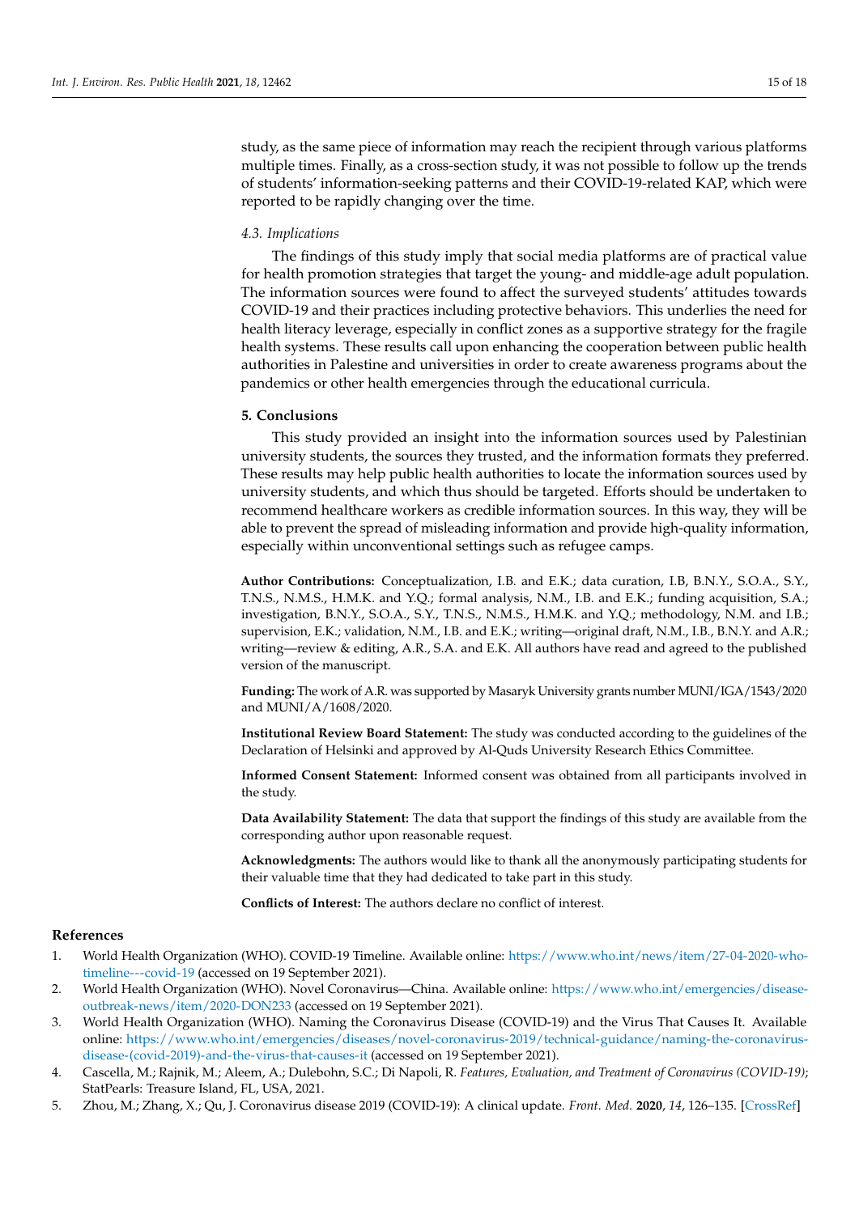study, as the same piece of information may reach the recipient through various platforms multiple times. Finally, as a cross-section study, it was not possible to follow up the trends of students' information-seeking patterns and their COVID-19-related KAP, which were reported to be rapidly changing over the time.

### *4.3. Implications*

The findings of this study imply that social media platforms are of practical value for health promotion strategies that target the young- and middle-age adult population. The information sources were found to affect the surveyed students' attitudes towards COVID-19 and their practices including protective behaviors. This underlies the need for health literacy leverage, especially in conflict zones as a supportive strategy for the fragile health systems. These results call upon enhancing the cooperation between public health authorities in Palestine and universities in order to create awareness programs about the pandemics or other health emergencies through the educational curricula.

## **5. Conclusions**

This study provided an insight into the information sources used by Palestinian university students, the sources they trusted, and the information formats they preferred. These results may help public health authorities to locate the information sources used by university students, and which thus should be targeted. Efforts should be undertaken to recommend healthcare workers as credible information sources. In this way, they will be able to prevent the spread of misleading information and provide high-quality information, especially within unconventional settings such as refugee camps.

**Author Contributions:** Conceptualization, I.B. and E.K.; data curation, I.B, B.N.Y., S.O.A., S.Y., T.N.S., N.M.S., H.M.K. and Y.Q.; formal analysis, N.M., I.B. and E.K.; funding acquisition, S.A.; investigation, B.N.Y., S.O.A., S.Y., T.N.S., N.M.S., H.M.K. and Y.Q.; methodology, N.M. and I.B.; supervision, E.K.; validation, N.M., I.B. and E.K.; writing—original draft, N.M., I.B., B.N.Y. and A.R.; writing—review & editing, A.R., S.A. and E.K. All authors have read and agreed to the published version of the manuscript.

**Funding:** The work of A.R. was supported by Masaryk University grants number MUNI/IGA/1543/2020 and MUNI/A/1608/2020.

**Institutional Review Board Statement:** The study was conducted according to the guidelines of the Declaration of Helsinki and approved by Al-Quds University Research Ethics Committee.

**Informed Consent Statement:** Informed consent was obtained from all participants involved in the study.

**Data Availability Statement:** The data that support the findings of this study are available from the corresponding author upon reasonable request.

**Acknowledgments:** The authors would like to thank all the anonymously participating students for their valuable time that they had dedicated to take part in this study.

**Conflicts of Interest:** The authors declare no conflict of interest.

## **References**

1. World Health Organization (WHO). COVID-19 Timeline. Available online: https://www.who.int/news/item/27-04-2020-who-timeline---covid-19 (accessed on 19 September 2021).
2. World Health Organization (WHO). Novel Coronavirus—China. Available online: https://www.who.int/emergencies/disease-outbreak-news/item/2020-DON233 (accessed on 19 September 2021).
3. World Health Organization (WHO). Naming the Coronavirus Disease (COVID-19) and the Virus That Causes It. Available online: https://www.who.int/emergencies/diseases/novel-coronavirus-2019/technical-guidance/naming-the-coronavirus-disease-(covid-2019)-and-the-virus-that-causes-it (accessed on 19 September 2021).
4. Cascella, M.; Rajnik, M.; Aleem, A.; Dulebohn, S.C.; Di Napoli, R. *Features, Evaluation, and Treatment of Coronavirus (COVID-19)*; StatPearls: Treasure Island, FL, USA, 2021.
5. Zhou, M.; Zhang, X.; Qu, J. Coronavirus disease 2019 (COVID-19): A clinical update. *Front. Med.* **2020**, *14*, 126–135. [CrossRef]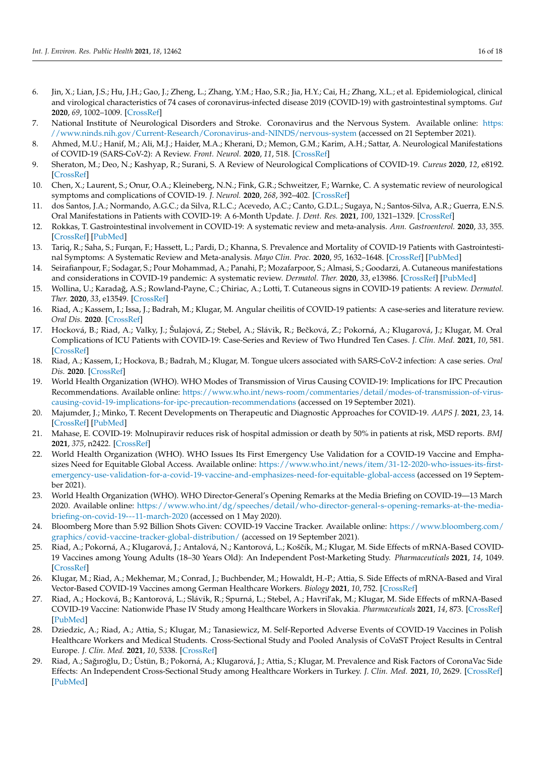6. Jin, X.; Lian, J.S.; Hu, J.H.; Gao, J.; Zheng, L.; Zhang, Y.M.; Hao, S.R.; Jia, H.Y.; Cai, H.; Zhang, X.L.; et al. Epidemiological, clinical and virological characteristics of 74 cases of coronavirus-infected disease 2019 (COVID-19) with gastrointestinal symptoms. *Gut* **2020**, *69*, 1002–1009. [CrossRef]
7. National Institute of Neurological Disorders and Stroke. Coronavirus and the Nervous System. Available online: https://www.ninds.nih.gov/Current-Research/Coronavirus-and-NINDS/nervous-system (accessed on 21 September 2021).
8. Ahmed, M.U.; Hanif, M.; Ali, M.J.; Haider, M.A.; Kherani, D.; Memon, G.M.; Karim, A.H.; Sattar, A. Neurological Manifestations of COVID-19 (SARS-CoV-2): A Review. *Front. Neurol.* **2020**, *11*, 518. [CrossRef]
9. Sheraton, M.; Deo, N.; Kashyap, R.; Surani, S. A Review of Neurological Complications of COVID-19. *Cureus* **2020**, *12*, e8192. [CrossRef]
10. Chen, X.; Laurent, S.; Onur, O.A.; Kleineberg, N.N.; Fink, G.R.; Schweitzer, F.; Warnke, C. A systematic review of neurological symptoms and complications of COVID-19. *J. Neurol.* **2020**, *268*, 392–402. [CrossRef]
11. dos Santos, J.A.; Normando, A.G.C.; da Silva, R.L.C.; Acevedo, A.C.; Canto, G.D.L.; Sugaya, N.; Santos-Silva, A.R.; Guerra, E.N.S. Oral Manifestations in Patients with COVID-19: A 6-Month Update. *J. Dent. Res.* **2021**, *100*, 1321–1329. [CrossRef]
12. Rokkas, T. Gastrointestinal involvement in COVID-19: A systematic review and meta-analysis. *Ann. Gastroenterol.* **2020**, *33*, 355. [CrossRef] [PubMed]
13. Tariq, R.; Saha, S.; Furqan, F.; Hassett, L.; Pardi, D.; Khanna, S. Prevalence and Mortality of COVID-19 Patients with Gastrointestinal Symptoms: A Systematic Review and Meta-analysis. *Mayo Clin. Proc.* **2020**, *95*, 1632–1648. [CrossRef] [PubMed]
14. Seirafianpour, F.; Sodagar, S.; Pour Mohammad, A.; Panahi, P.; Mozafarpoor, S.; Almasi, S.; Goodarzi, A. Cutaneous manifestations and considerations in COVID-19 pandemic: A systematic review. *Dermatol. Ther.* **2020**, *33*, e13986. [CrossRef] [PubMed]
15. Wollina, U.; Karadağ, A.S.; Rowland-Payne, C.; Chiriac, A.; Lotti, T. Cutaneous signs in COVID-19 patients: A review. *Dermatol. Ther.* **2020**, *33*, e13549. [CrossRef]
16. Riad, A.; Kassem, I.; Issa, J.; Badrah, M.; Klugar, M. Angular cheilitis of COVID-19 patients: A case-series and literature review. *Oral Dis.* **2020**. [CrossRef]
17. Hocková, B.; Riad, A.; Valky, J.; Šulajová, Z.; Stebel, A.; Slávik, R.; Bečková, Z.; Pokorná, A.; Klugarová, J.; Klugar, M. Oral Complications of ICU Patients with COVID-19: Case-Series and Review of Two Hundred Ten Cases. *J. Clin. Med.* **2021**, *10*, 581. [CrossRef]
18. Riad, A.; Kassem, I.; Hockova, B.; Badrah, M.; Klugar, M. Tongue ulcers associated with SARS-CoV-2 infection: A case series. *Oral Dis.* **2020**. [CrossRef]
19. World Health Organization (WHO). WHO Modes of Transmission of Virus Causing COVID-19: Implications for IPC Precaution Recommendations. Available online: https://www.who.int/news-room/commentaries/detail/modes-of-transmission-of-virus-causing-covid-19-implications-for-ipc-precaution-recommendations (accessed on 19 September 2021).
20. Majumder, J.; Minko, T. Recent Developments on Therapeutic and Diagnostic Approaches for COVID-19. *AAPS J.* **2021**, *23*, 14. [CrossRef] [PubMed]
21. Mahase, E. COVID-19: Molnupiravir reduces risk of hospital admission or death by 50% in patients at risk, MSD reports. *BMJ* **2021**, *375*, n2422. [CrossRef]
22. World Health Organization (WHO). WHO Issues Its First Emergency Use Validation for a COVID-19 Vaccine and Emphasizes Need for Equitable Global Access. Available online: https://www.who.int/news/item/31-12-2020-who-issues-its-first-emergency-use-validation-for-a-covid-19-vaccine-and-emphasizes-need-for-equitable-global-access (accessed on 19 September 2021).
23. World Health Organization (WHO). WHO Director-General's Opening Remarks at the Media Briefing on COVID-19—13 March 2020. Available online: https://www.who.int/dg/speeches/detail/who-director-general-s-opening-remarks-at-the-media-briefing-on-covid-19---11-march-2020 (accessed on 1 May 2020).
24. Bloomberg More than 5.92 Billion Shots Given: COVID-19 Vaccine Tracker. Available online: https://www.bloomberg.com/graphics/covid-vaccine-tracker-global-distribution/ (accessed on 19 September 2021).
25. Riad, A.; Pokorná, A.; Klugarová, J.; Antalová, N.; Kantorová, L.; Koščík, M.; Klugar, M. Side Effects of mRNA-Based COVID-19 Vaccines among Young Adults (18–30 Years Old): An Independent Post-Marketing Study. *Pharmaceuticals* **2021**, *14*, 1049. [CrossRef]
26. Klugar, M.; Riad, A.; Mekhemar, M.; Conrad, J.; Buchbender, M.; Howaldt, H.-P.; Attia, S. Side Effects of mRNA-Based and Viral Vector-Based COVID-19 Vaccines among German Healthcare Workers. *Biology* **2021**, *10*, 752. [CrossRef]
27. Riad, A.; Hocková, B.; Kantorová, L.; Slávik, R.; Spurná, L.; Stebel, A.; Havril'ak, M.; Klugar, M. Side Effects of mRNA-Based COVID-19 Vaccine: Nationwide Phase IV Study among Healthcare Workers in Slovakia. *Pharmaceuticals* **2021**, *14*, 873. [CrossRef] [PubMed]
28. Dziedzic, A.; Riad, A.; Attia, S.; Klugar, M.; Tanasiewicz, M. Self-Reported Adverse Events of COVID-19 Vaccines in Polish Healthcare Workers and Medical Students. Cross-Sectional Study and Pooled Analysis of CoVaST Project Results in Central Europe. *J. Clin. Med.* **2021**, *10*, 5338. [CrossRef]
29. Riad, A.; Sağıroğlu, D.; Üstün, B.; Pokorná, A.; Klugarová, J.; Attia, S.; Klugar, M. Prevalence and Risk Factors of CoronaVac Side Effects: An Independent Cross-Sectional Study among Healthcare Workers in Turkey. *J. Clin. Med.* **2021**, *10*, 2629. [CrossRef] [PubMed]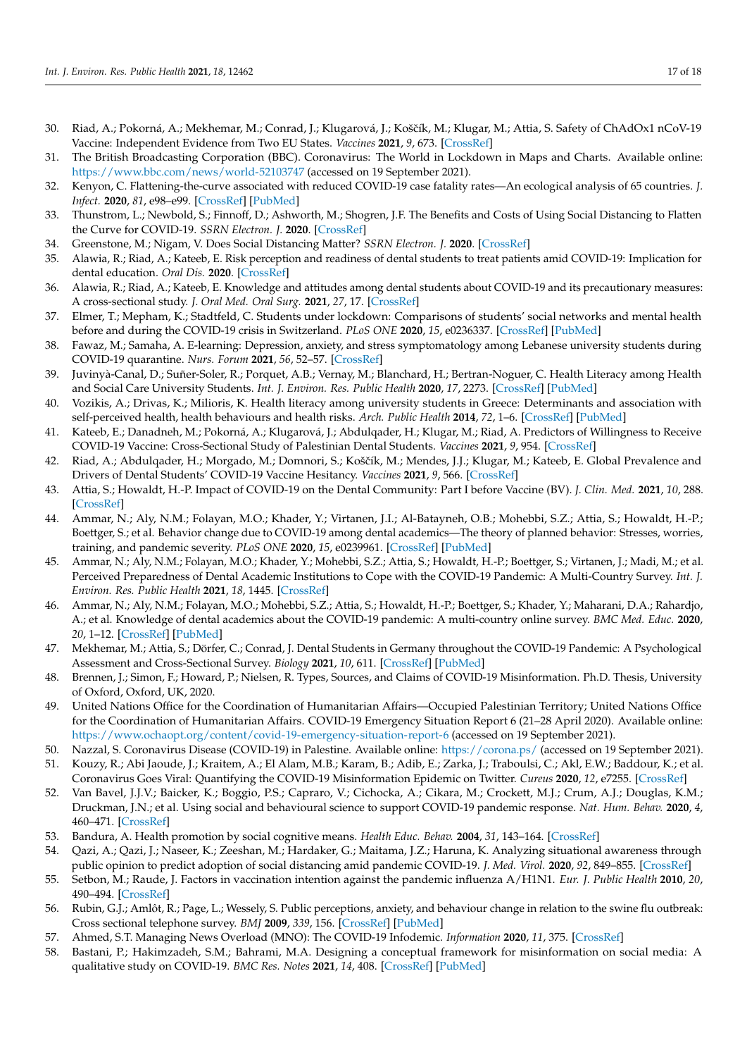30. Riad, A.; Pokorná, A.; Mekhemar, M.; Conrad, J.; Klugarová, J.; Koščík, M.; Klugar, M.; Attia, S. Safety of ChAdOx1 nCoV-19 Vaccine: Independent Evidence from Two EU States. *Vaccines* **2021**, *9*, 673. [CrossRef]
31. The British Broadcasting Corporation (BBC). Coronavirus: The World in Lockdown in Maps and Charts. Available online: https://www.bbc.com/news/world-52103747 (accessed on 19 September 2021).
32. Kenyon, C. Flattening-the-curve associated with reduced COVID-19 case fatality rates—An ecological analysis of 65 countries. *J. Infect.* **2020**, *81*, e98–e99. [CrossRef] [PubMed]
33. Thunstrom, L.; Newbold, S.; Finnoff, D.; Ashworth, M.; Shogren, J.F. The Benefits and Costs of Using Social Distancing to Flatten the Curve for COVID-19. *SSRN Electron. J.* **2020**. [CrossRef]
34. Greenstone, M.; Nigam, V. Does Social Distancing Matter? *SSRN Electron. J.* **2020**. [CrossRef]
35. Alawia, R.; Riad, A.; Kateeb, E. Risk perception and readiness of dental students to treat patients amid COVID-19: Implication for dental education. *Oral Dis.* **2020**. [CrossRef]
36. Alawia, R.; Riad, A.; Kateeb, E. Knowledge and attitudes among dental students about COVID-19 and its precautionary measures: A cross-sectional study. *J. Oral Med. Oral Surg.* **2021**, *27*, 17. [CrossRef]
37. Elmer, T.; Mepham, K.; Stadtfeld, C. Students under lockdown: Comparisons of students' social networks and mental health before and during the COVID-19 crisis in Switzerland. *PLoS ONE* **2020**, *15*, e0236337. [CrossRef] [PubMed]
38. Fawaz, M.; Samaha, A. E-learning: Depression, anxiety, and stress symptomatology among Lebanese university students during COVID-19 quarantine. *Nurs. Forum* **2021**, *56*, 52–57. [CrossRef]
39. Juvinyà-Canal, D.; Suñer-Soler, R.; Porquet, A.B.; Vernay, M.; Blanchard, H.; Bertran-Noguer, C. Health Literacy among Health and Social Care University Students. *Int. J. Environ. Res. Public Health* **2020**, *17*, 2273. [CrossRef] [PubMed]
40. Vozikis, A.; Drivas, K.; Milioris, K. Health literacy among university students in Greece: Determinants and association with self-perceived health, health behaviours and health risks. *Arch. Public Health* **2014**, *72*, 1–6. [CrossRef] [PubMed]
41. Kateeb, E.; Danadneh, M.; Pokorná, A.; Klugarová, J.; Abdulqader, H.; Klugar, M.; Riad, A. Predictors of Willingness to Receive COVID-19 Vaccine: Cross-Sectional Study of Palestinian Dental Students. *Vaccines* **2021**, *9*, 954. [CrossRef]
42. Riad, A.; Abdulqader, H.; Morgado, M.; Domnori, S.; Koščík, M.; Mendes, J.J.; Klugar, M.; Kateeb, E. Global Prevalence and Drivers of Dental Students' COVID-19 Vaccine Hesitancy. *Vaccines* **2021**, *9*, 566. [CrossRef]
43. Attia, S.; Howaldt, H.-P. Impact of COVID-19 on the Dental Community: Part I before Vaccine (BV). *J. Clin. Med.* **2021**, *10*, 288. [CrossRef]
44. Ammar, N.; Aly, N.M.; Folayan, M.O.; Khader, Y.; Virtanen, J.I.; Al-Batayneh, O.B.; Mohebbi, S.Z.; Attia, S.; Howaldt, H.-P.; Boettger, S.; et al. Behavior change due to COVID-19 among dental academics—The theory of planned behavior: Stresses, worries, training, and pandemic severity. *PLoS ONE* **2020**, *15*, e0239961. [CrossRef] [PubMed]
45. Ammar, N.; Aly, N.M.; Folayan, M.O.; Khader, Y.; Mohebbi, S.Z.; Attia, S.; Howaldt, H.-P.; Boettger, S.; Virtanen, J.; Madi, M.; et al. Perceived Preparedness of Dental Academic Institutions to Cope with the COVID-19 Pandemic: A Multi-Country Survey. *Int. J. Environ. Res. Public Health* **2021**, *18*, 1445. [CrossRef]
46. Ammar, N.; Aly, N.M.; Folayan, M.O.; Mohebbi, S.Z.; Attia, S.; Howaldt, H.-P.; Boettger, S.; Khader, Y.; Maharani, D.A.; Rahardjo, A.; et al. Knowledge of dental academics about the COVID-19 pandemic: A multi-country online survey. *BMC Med. Educ.* **2020**, *20*, 1–12. [CrossRef] [PubMed]
47. Mekhemar, M.; Attia, S.; Dörfer, C.; Conrad, J. Dental Students in Germany throughout the COVID-19 Pandemic: A Psychological Assessment and Cross-Sectional Survey. *Biology* **2021**, *10*, 611. [CrossRef] [PubMed]
48. Brennen, J.; Simon, F.; Howard, P.; Nielsen, R. Types, Sources, and Claims of COVID-19 Misinformation. Ph.D. Thesis, University of Oxford, Oxford, UK, 2020.
49. United Nations Office for the Coordination of Humanitarian Affairs—Occupied Palestinian Territory; United Nations Office for the Coordination of Humanitarian Affairs. COVID-19 Emergency Situation Report 6 (21–28 April 2020). Available online: https://www.ochaopt.org/content/covid-19-emergency-situation-report-6 (accessed on 19 September 2021).
50. Nazzal, S. Coronavirus Disease (COVID-19) in Palestine. Available online: https://corona.ps/ (accessed on 19 September 2021).
51. Kouzy, R.; Abi Jaoude, J.; Kraitem, A.; El Alam, M.B.; Karam, B.; Adib, E.; Zarka, J.; Traboulsi, C.; Akl, E.W.; Baddour, K.; et al. Coronavirus Goes Viral: Quantifying the COVID-19 Misinformation Epidemic on Twitter. *Cureus* **2020**, *12*, e7255. [CrossRef]
52. Van Bavel, J.J.V.; Baicker, K.; Boggio, P.S.; Capraro, V.; Cichocka, A.; Cikara, M.; Crockett, M.J.; Crum, A.J.; Douglas, K.M.; Druckman, J.N.; et al. Using social and behavioural science to support COVID-19 pandemic response. *Nat. Hum. Behav.* **2020**, *4*, 460–471. [CrossRef]
53. Bandura, A. Health promotion by social cognitive means. *Health Educ. Behav.* **2004**, *31*, 143–164. [CrossRef]
54. Qazi, A.; Qazi, J.; Naseer, K.; Zeeshan, M.; Hardaker, G.; Maitama, J.Z.; Haruna, K. Analyzing situational awareness through public opinion to predict adoption of social distancing amid pandemic COVID-19. *J. Med. Virol.* **2020**, *92*, 849–855. [CrossRef]
55. Setbon, M.; Raude, J. Factors in vaccination intention against the pandemic influenza A/H1N1. *Eur. J. Public Health* **2010**, *20*, 490–494. [CrossRef]
56. Rubin, G.J.; Amlôt, R.; Page, L.; Wessely, S. Public perceptions, anxiety, and behaviour change in relation to the swine flu outbreak: Cross sectional telephone survey. *BMJ* **2009**, *339*, 156. [CrossRef] [PubMed]
57. Ahmed, S.T. Managing News Overload (MNO): The COVID-19 Infodemic. *Information* **2020**, *11*, 375. [CrossRef]
58. Bastani, P.; Hakimzadeh, S.M.; Bahrami, M.A. Designing a conceptual framework for misinformation on social media: A qualitative study on COVID-19. *BMC Res. Notes* **2021**, *14*, 408. [CrossRef] [PubMed]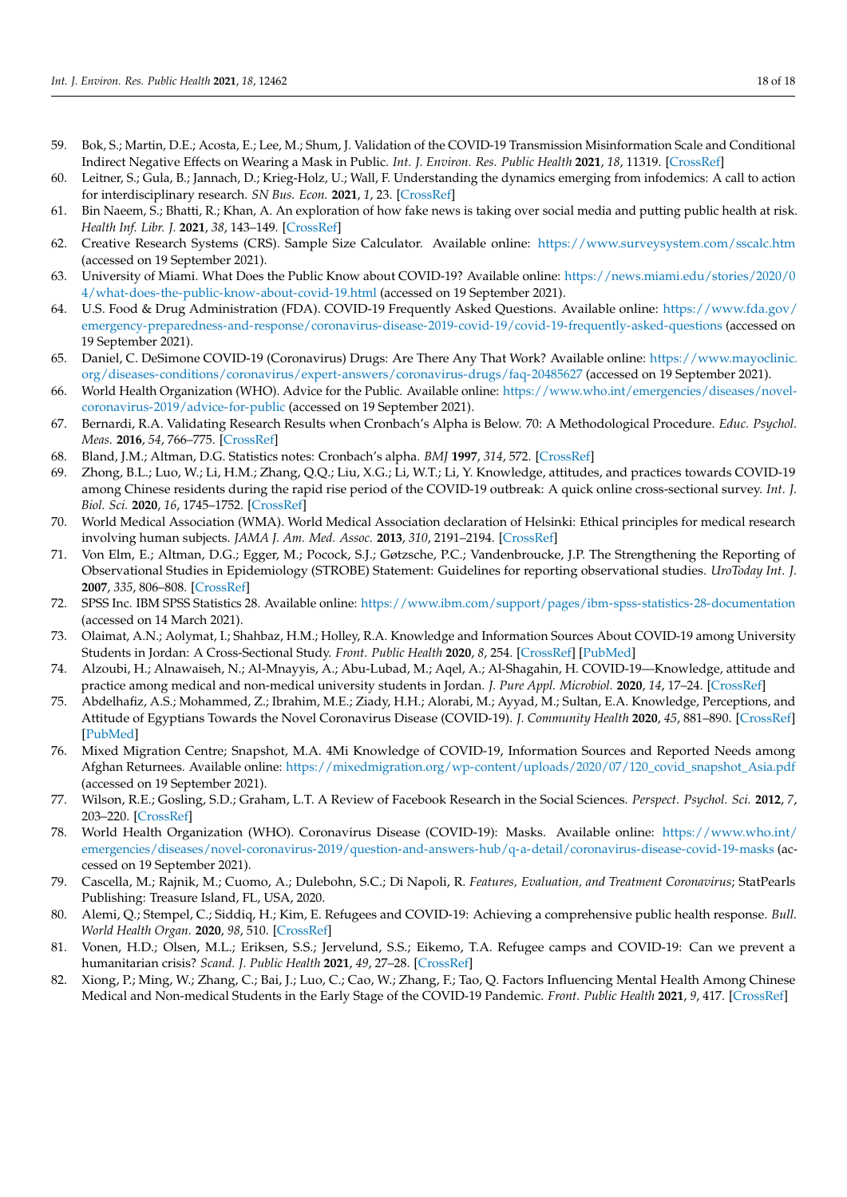59. Bok, S.; Martin, D.E.; Acosta, E.; Lee, M.; Shum, J. Validation of the COVID-19 Transmission Misinformation Scale and Conditional Indirect Negative Effects on Wearing a Mask in Public. *Int. J. Environ. Res. Public Health* **2021**, *18*, 11319. [CrossRef]
60. Leitner, S.; Gula, B.; Jannach, D.; Krieg-Holz, U.; Wall, F. Understanding the dynamics emerging from infodemics: A call to action for interdisciplinary research. *SN Bus. Econ.* **2021**, *1*, 23. [CrossRef]
61. Bin Naeem, S.; Bhatti, R.; Khan, A. An exploration of how fake news is taking over social media and putting public health at risk. *Health Inf. Libr. J.* **2021**, *38*, 143–149. [CrossRef]
62. Creative Research Systems (CRS). Sample Size Calculator. Available online: https://www.surveysystem.com/sscalc.htm (accessed on 19 September 2021).
63. University of Miami. What Does the Public Know about COVID-19? Available online: https://news.miami.edu/stories/2020/04/what-does-the-public-know-about-covid-19.html (accessed on 19 September 2021).
64. U.S. Food & Drug Administration (FDA). COVID-19 Frequently Asked Questions. Available online: https://www.fda.gov/emergency-preparedness-and-response/coronavirus-disease-2019-covid-19/covid-19-frequently-asked-questions (accessed on 19 September 2021).
65. Daniel, C. DeSimone COVID-19 (Coronavirus) Drugs: Are There Any That Work? Available online: https://www.mayoclinic.org/diseases-conditions/coronavirus/expert-answers/coronavirus-drugs/faq-20485627 (accessed on 19 September 2021).
66. World Health Organization (WHO). Advice for the Public. Available online: https://www.who.int/emergencies/diseases/novel-coronavirus-2019/advice-for-public (accessed on 19 September 2021).
67. Bernardi, R.A. Validating Research Results when Cronbach's Alpha is Below. 70: A Methodological Procedure. *Educ. Psychol. Meas.* **2016**, *54*, 766–775. [CrossRef]
68. Bland, J.M.; Altman, D.G. Statistics notes: Cronbach's alpha. *BMJ* **1997**, *314*, 572. [CrossRef]
69. Zhong, B.L.; Luo, W.; Li, H.M.; Zhang, Q.Q.; Liu, X.G.; Li, W.T.; Li, Y. Knowledge, attitudes, and practices towards COVID-19 among Chinese residents during the rapid rise period of the COVID-19 outbreak: A quick online cross-sectional survey. *Int. J. Biol. Sci.* **2020**, *16*, 1745–1752. [CrossRef]
70. World Medical Association (WMA). World Medical Association declaration of Helsinki: Ethical principles for medical research involving human subjects. *JAMA J. Am. Med. Assoc.* **2013**, *310*, 2191–2194. [CrossRef]
71. Von Elm, E.; Altman, D.G.; Egger, M.; Pocock, S.J.; Gøtzsche, P.C.; Vandenbroucke, J.P. The Strengthening the Reporting of Observational Studies in Epidemiology (STROBE) Statement: Guidelines for reporting observational studies. *UroToday Int. J.* **2007**, *335*, 806–808. [CrossRef]
72. SPSS Inc. IBM SPSS Statistics 28. Available online: https://www.ibm.com/support/pages/ibm-spss-statistics-28-documentation (accessed on 14 March 2021).
73. Olaimat, A.N.; Aolymat, I.; Shahbaz, H.M.; Holley, R.A. Knowledge and Information Sources About COVID-19 among University Students in Jordan: A Cross-Sectional Study. *Front. Public Health* **2020**, *8*, 254. [CrossRef] [PubMed]
74. Alzoubi, H.; Alnawaiseh, N.; Al-Mnayyis, A.; Abu-Lubad, M.; Aqel, A.; Al-Shagahin, H. COVID-19—Knowledge, attitude and practice among medical and non-medical university students in Jordan. *J. Pure Appl. Microbiol.* **2020**, *14*, 17–24. [CrossRef]
75. Abdelhafiz, A.S.; Mohammed, Z.; Ibrahim, M.E.; Ziady, H.H.; Alorabi, M.; Ayyad, M.; Sultan, E.A. Knowledge, Perceptions, and Attitude of Egyptians Towards the Novel Coronavirus Disease (COVID-19). *J. Community Health* **2020**, *45*, 881–890. [CrossRef] [PubMed]
76. Mixed Migration Centre; Snapshot, M.A. 4Mi Knowledge of COVID-19, Information Sources and Reported Needs among Afghan Returnees. Available online: https://mixedmigration.org/wp-content/uploads/2020/07/120_covid_snapshot_Asia.pdf (accessed on 19 September 2021).
77. Wilson, R.E.; Gosling, S.D.; Graham, L.T. A Review of Facebook Research in the Social Sciences. *Perspect. Psychol. Sci.* **2012**, *7*, 203–220. [CrossRef]
78. World Health Organization (WHO). Coronavirus Disease (COVID-19): Masks. Available online: https://www.who.int/emergencies/diseases/novel-coronavirus-2019/question-and-answers-hub/q-a-detail/coronavirus-disease-covid-19-masks (accessed on 19 September 2021).
79. Cascella, M.; Rajnik, M.; Cuomo, A.; Dulebohn, S.C.; Di Napoli, R. *Features, Evaluation, and Treatment Coronavirus*; StatPearls Publishing: Treasure Island, FL, USA, 2020.
80. Alemi, Q.; Stempel, C.; Siddiq, H.; Kim, E. Refugees and COVID-19: Achieving a comprehensive public health response. *Bull. World Health Organ.* **2020**, *98*, 510. [CrossRef]
81. Vonen, H.D.; Olsen, M.L.; Eriksen, S.S.; Jervelund, S.S.; Eikemo, T.A. Refugee camps and COVID-19: Can we prevent a humanitarian crisis? *Scand. J. Public Health* **2021**, *49*, 27–28. [CrossRef]
82. Xiong, P.; Ming, W.; Zhang, C.; Bai, J.; Luo, C.; Cao, W.; Zhang, F.; Tao, Q. Factors Influencing Mental Health Among Chinese Medical and Non-medical Students in the Early Stage of the COVID-19 Pandemic. *Front. Public Health* **2021**, *9*, 417. [CrossRef]